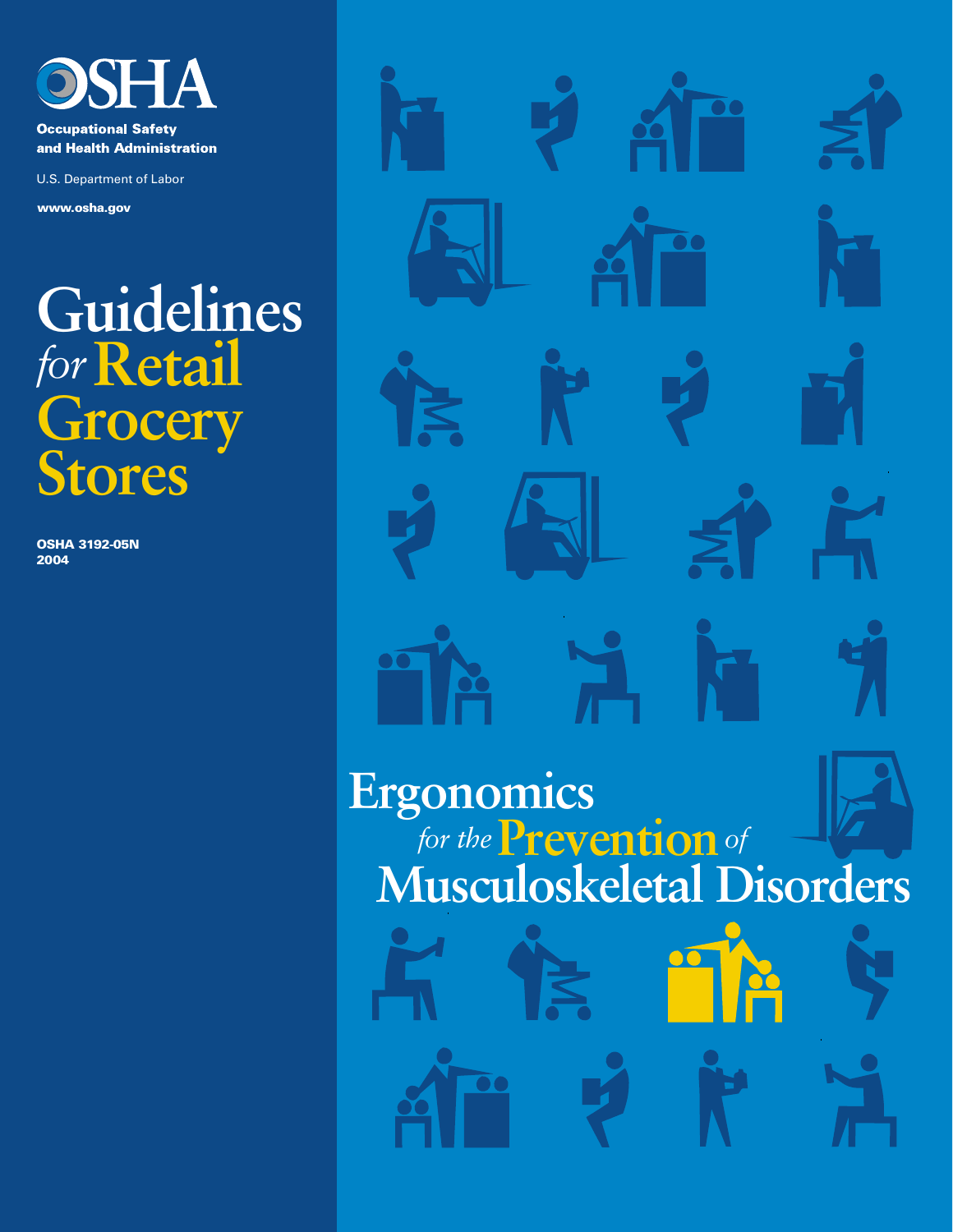OSHA

**Occupational Safety and Health Administration**

U.S. Department of Labor

**www.osha.gov**

# Guidelines *for* Retail Grocery Stores

**OSHA 3192-05N**
**2004**

## Ergonomics *for the* Prevention *of* Musculoskeletal Disorders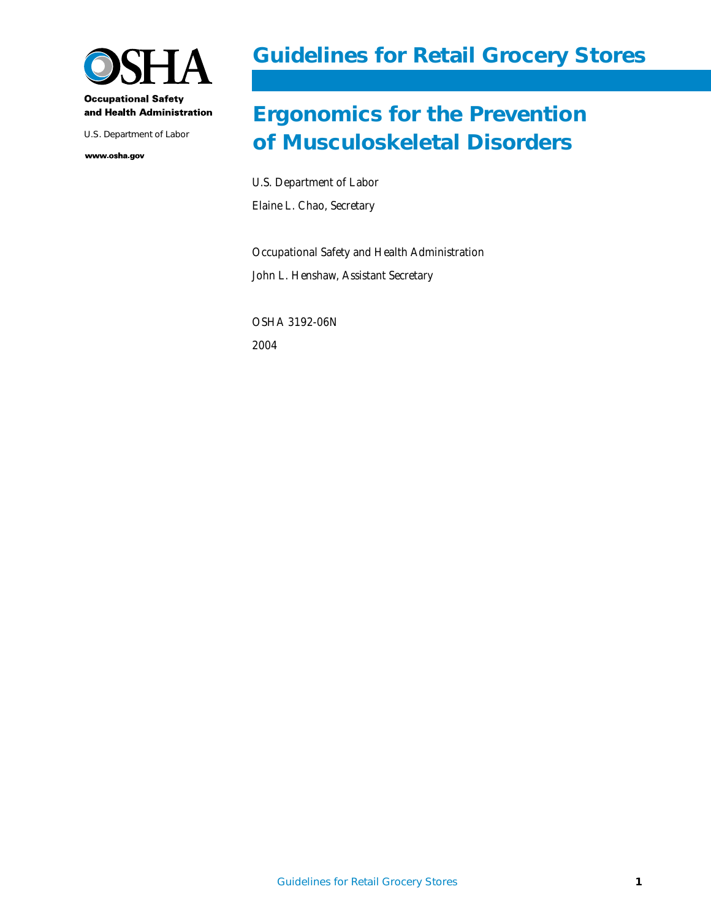**Occupational Safety and Health Administration**

U.S. Department of Labor

**www.osha.gov**

# Guidelines for Retail Grocery Stores

# Ergonomics for the Prevention of Musculoskeletal Disorders

U.S. Department of Labor

Elaine L. Chao, Secretary

Occupational Safety and Health Administration

John L. Henshaw, Assistant Secretary

OSHA 3192-06N

2004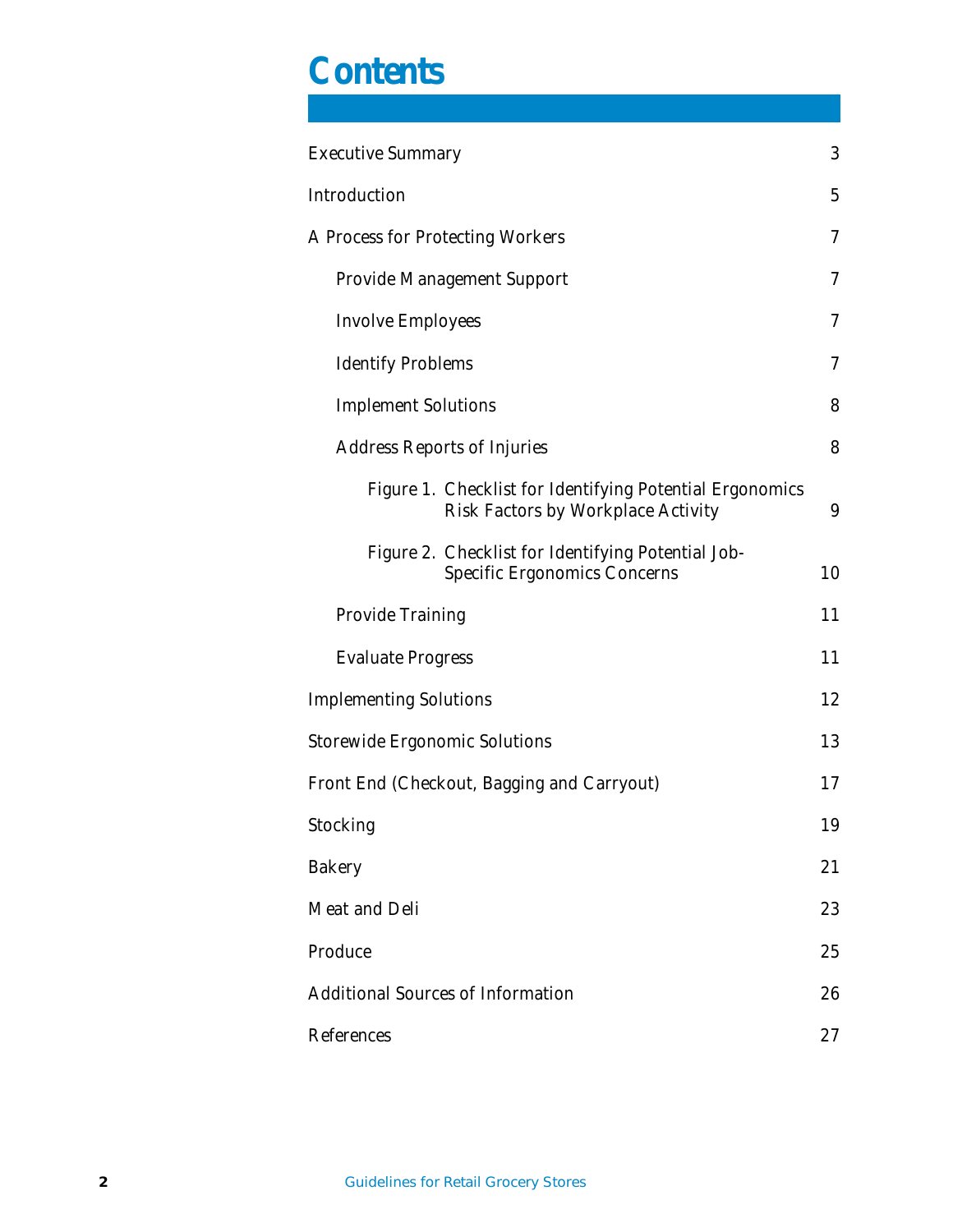# Contents

| | |
|---|---|
| Executive Summary | 3 |
| Introduction | 5 |
| A Process for Protecting Workers | 7 |
| Provide Management Support | 7 |
| Involve Employees | 7 |
| Identify Problems | 7 |
| Implement Solutions | 8 |
| Address Reports of Injuries | 8 |
| Figure 1. Checklist for Identifying Potential Ergonomics Risk Factors by Workplace Activity | 9 |
| Figure 2. Checklist for Identifying Potential Job-Specific Ergonomics Concerns | 10 |
| Provide Training | 11 |
| Evaluate Progress | 11 |
| Implementing Solutions | 12 |
| Storewide Ergonomic Solutions | 13 |
| Front End (Checkout, Bagging and Carryout) | 17 |
| Stocking | 19 |
| Bakery | 21 |
| Meat and Deli | 23 |
| Produce | 25 |
| Additional Sources of Information | 26 |
| References | 27 |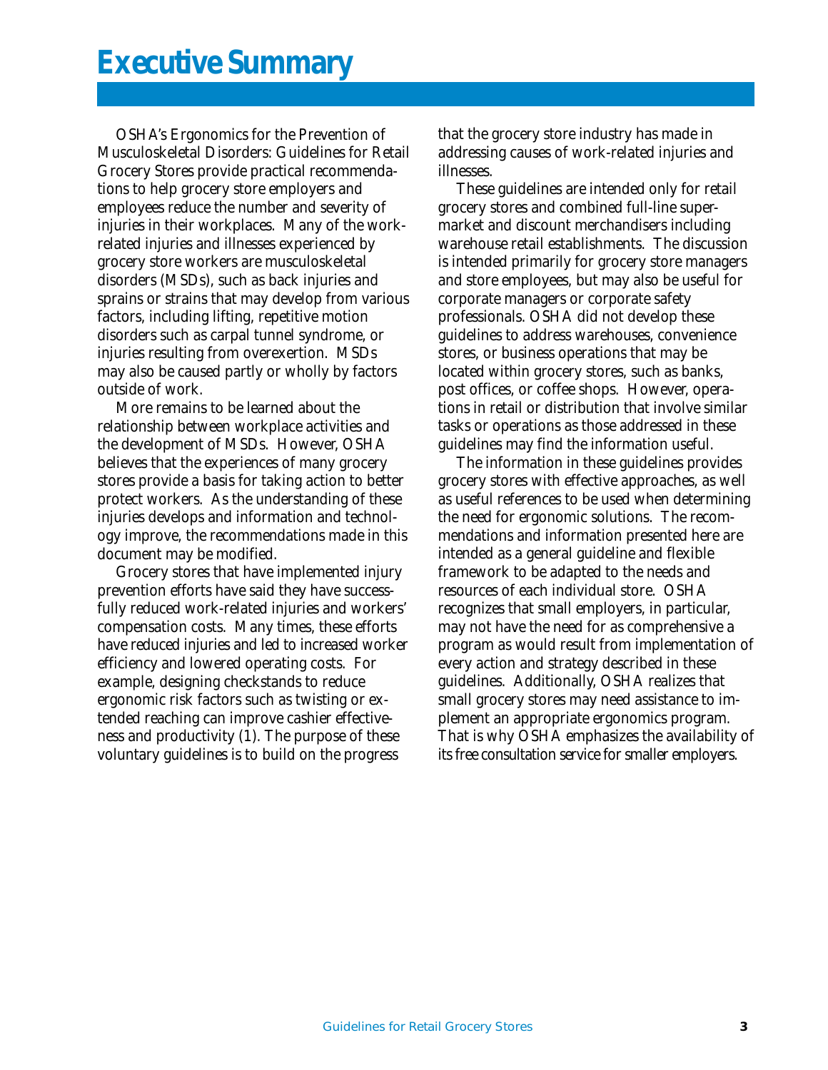# Executive Summary

OSHA's Ergonomics for the Prevention of Musculoskeletal Disorders: Guidelines for Retail Grocery Stores provide practical recommendations to help grocery store employers and employees reduce the number and severity of injuries in their workplaces. Many of the work-related injuries and illnesses experienced by grocery store workers are musculoskeletal disorders (MSDs), such as back injuries and sprains or strains that may develop from various factors, including lifting, repetitive motion disorders such as carpal tunnel syndrome, or injuries resulting from overexertion. MSDs may also be caused partly or wholly by factors outside of work.

More remains to be learned about the relationship between workplace activities and the development of MSDs. However, OSHA believes that the experiences of many grocery stores provide a basis for taking action to better protect workers. As the understanding of these injuries develops and information and technology improve, the recommendations made in this document may be modified.

Grocery stores that have implemented injury prevention efforts have said they have successfully reduced work-related injuries and workers' compensation costs. Many times, these efforts have reduced injuries and led to increased worker efficiency and lowered operating costs. For example, designing checkstands to reduce ergonomic risk factors such as twisting or extended reaching can improve cashier effectiveness and productivity (1). The purpose of these voluntary guidelines is to build on the progress that the grocery store industry has made in addressing causes of work-related injuries and illnesses.

These guidelines are intended only for retail grocery stores and combined full-line supermarket and discount merchandisers including warehouse retail establishments. The discussion is intended primarily for grocery store managers and store employees, but may also be useful for corporate managers or corporate safety professionals. OSHA did not develop these guidelines to address warehouses, convenience stores, or business operations that may be located within grocery stores, such as banks, post offices, or coffee shops. However, operations in retail or distribution that involve similar tasks or operations as those addressed in these guidelines may find the information useful.

The information in these guidelines provides grocery stores with effective approaches, as well as useful references to be used when determining the need for ergonomic solutions. The recommendations and information presented here are intended as a general guideline and flexible framework to be adapted to the needs and resources of each individual store. OSHA recognizes that small employers, in particular, may not have the need for as comprehensive a program as would result from implementation of every action and strategy described in these guidelines. Additionally, OSHA realizes that small grocery stores may need assistance to implement an appropriate ergonomics program. That is why OSHA emphasizes the availability of its free consultation service for smaller employers.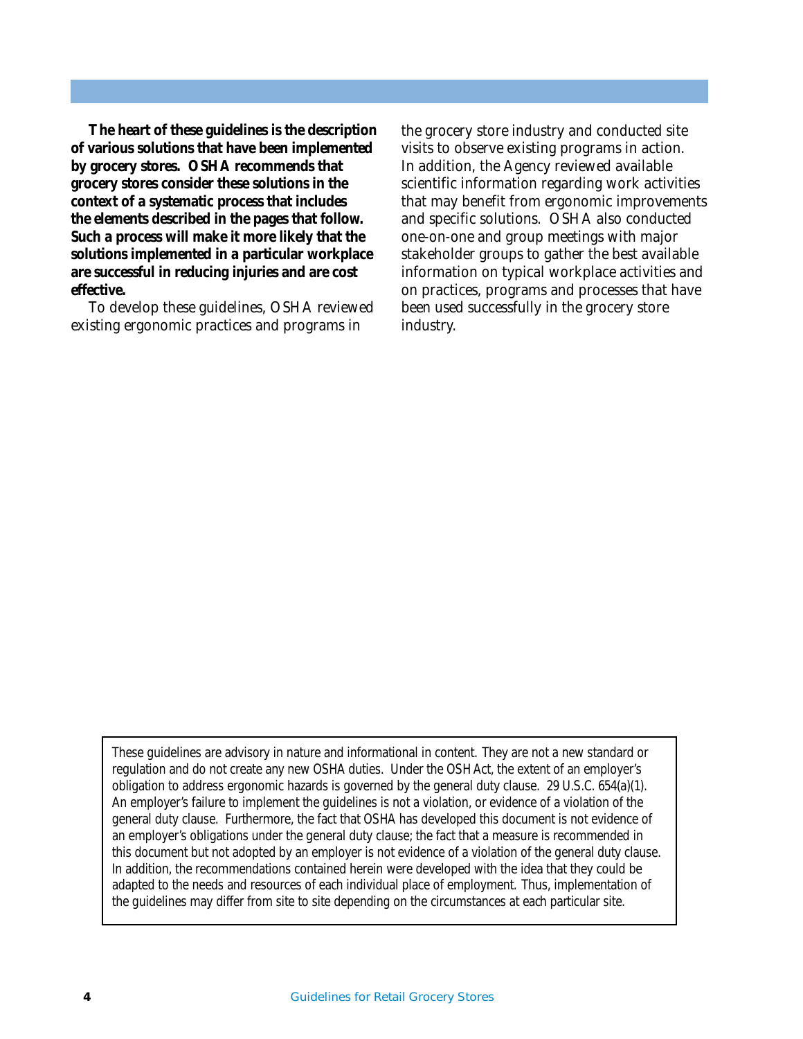**The heart of these guidelines is the description of various solutions that have been implemented by grocery stores. OSHA recommends that grocery stores consider these solutions in the context of a systematic process that includes the elements described in the pages that follow. Such a process will make it more likely that the solutions implemented in a particular workplace are successful in reducing injuries and are cost effective.**

To develop these guidelines, OSHA reviewed existing ergonomic practices and programs in the grocery store industry and conducted site visits to observe existing programs in action. In addition, the Agency reviewed available scientific information regarding work activities that may benefit from ergonomic improvements and specific solutions. OSHA also conducted one-on-one and group meetings with major stakeholder groups to gather the best available information on typical workplace activities and on practices, programs and processes that have been used successfully in the grocery store industry.

> These guidelines are advisory in nature and informational in content. They are not a new standard or regulation and do not create any new OSHA duties. Under the OSH Act, the extent of an employer's obligation to address ergonomic hazards is governed by the general duty clause. 29 U.S.C. 654(a)(1). An employer's failure to implement the guidelines is not a violation, or evidence of a violation of the general duty clause. Furthermore, the fact that OSHA has developed this document is not evidence of an employer's obligations under the general duty clause; the fact that a measure is recommended in this document but not adopted by an employer is not evidence of a violation of the general duty clause. In addition, the recommendations contained herein were developed with the idea that they could be adapted to the needs and resources of each individual place of employment. Thus, implementation of the guidelines may differ from site to site depending on the circumstances at each particular site.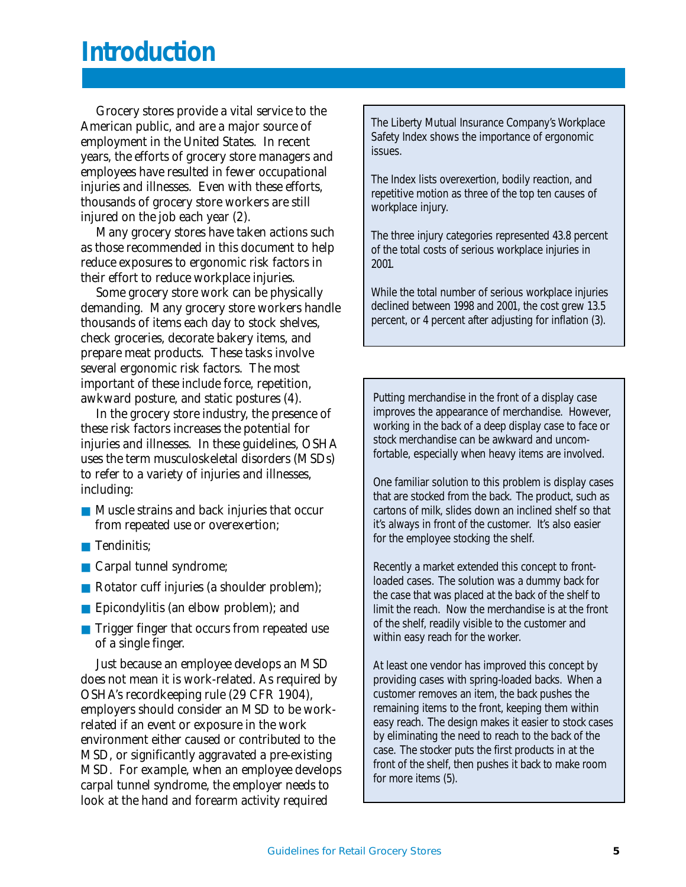# Introduction

Grocery stores provide a vital service to the American public, and are a major source of employment in the United States. In recent years, the efforts of grocery store managers and employees have resulted in fewer occupational injuries and illnesses. Even with these efforts, thousands of grocery store workers are still injured on the job each year (2).

Many grocery stores have taken actions such as those recommended in this document to help reduce exposures to ergonomic risk factors in their effort to reduce workplace injuries.

Some grocery store work can be physically demanding. Many grocery store workers handle thousands of items each day to stock shelves, check groceries, decorate bakery items, and prepare meat products. These tasks involve several ergonomic risk factors. The most important of these include force, repetition, awkward posture, and static postures (4).

In the grocery store industry, the presence of these risk factors increases the potential for injuries and illnesses. In these guidelines, OSHA uses the term musculoskeletal disorders (MSDs) to refer to a variety of injuries and illnesses, including:

- Muscle strains and back injuries that occur from repeated use or overexertion;
- Tendinitis;
- Carpal tunnel syndrome;
- Rotator cuff injuries (a shoulder problem);
- Epicondylitis (an elbow problem); and
- Trigger finger that occurs from repeated use of a single finger.

Just because an employee develops an MSD does not mean it is work-related. As required by OSHA's recordkeeping rule (29 CFR 1904), employers should consider an MSD to be work-related if an event or exposure in the work environment either caused or contributed to the MSD, or significantly aggravated a pre-existing MSD. For example, when an employee develops carpal tunnel syndrome, the employer needs to look at the hand and forearm activity required

The Liberty Mutual Insurance Company's Workplace Safety Index shows the importance of ergonomic issues.

The Index lists overexertion, bodily reaction, and repetitive motion as three of the top ten causes of workplace injury.

The three injury categories represented 43.8 percent of the total costs of serious workplace injuries in 2001.

While the total number of serious workplace injuries declined between 1998 and 2001, the cost grew 13.5 percent, or 4 percent after adjusting for inflation (3).

Putting merchandise in the front of a display case improves the appearance of merchandise. However, working in the back of a deep display case to face or stock merchandise can be awkward and uncomfortable, especially when heavy items are involved.

One familiar solution to this problem is display cases that are stocked from the back. The product, such as cartons of milk, slides down an inclined shelf so that it's always in front of the customer. It's also easier for the employee stocking the shelf.

Recently a market extended this concept to front-loaded cases. The solution was a dummy back for the case that was placed at the back of the shelf to limit the reach. Now the merchandise is at the front of the shelf, readily visible to the customer and within easy reach for the worker.

At least one vendor has improved this concept by providing cases with spring-loaded backs. When a customer removes an item, the back pushes the remaining items to the front, keeping them within easy reach. The design makes it easier to stock cases by eliminating the need to reach to the back of the case. The stocker puts the first products in at the front of the shelf, then pushes it back to make room for more items (5).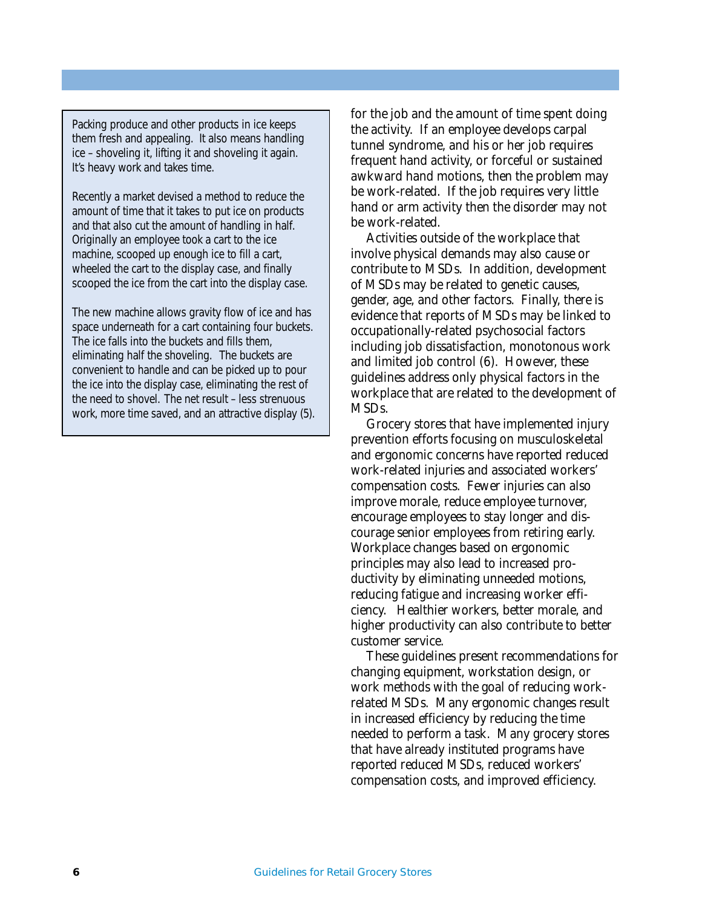Packing produce and other products in ice keeps them fresh and appealing. It also means handling ice – shoveling it, lifting it and shoveling it again. It's heavy work and takes time.

Recently a market devised a method to reduce the amount of time that it takes to put ice on products and that also cut the amount of handling in half. Originally an employee took a cart to the ice machine, scooped up enough ice to fill a cart, wheeled the cart to the display case, and finally scooped the ice from the cart into the display case.

The new machine allows gravity flow of ice and has space underneath for a cart containing four buckets. The ice falls into the buckets and fills them, eliminating half the shoveling. The buckets are convenient to handle and can be picked up to pour the ice into the display case, eliminating the rest of the need to shovel. The net result – less strenuous work, more time saved, and an attractive display (5).

for the job and the amount of time spent doing the activity. If an employee develops carpal tunnel syndrome, and his or her job requires frequent hand activity, or forceful or sustained awkward hand motions, then the problem may be work-related. If the job requires very little hand or arm activity then the disorder may not be work-related.

Activities outside of the workplace that involve physical demands may also cause or contribute to MSDs. In addition, development of MSDs may be related to genetic causes, gender, age, and other factors. Finally, there is evidence that reports of MSDs may be linked to occupationally-related psychosocial factors including job dissatisfaction, monotonous work and limited job control (6). However, these guidelines address only physical factors in the workplace that are related to the development of MSDs.

Grocery stores that have implemented injury prevention efforts focusing on musculoskeletal and ergonomic concerns have reported reduced work-related injuries and associated workers' compensation costs. Fewer injuries can also improve morale, reduce employee turnover, encourage employees to stay longer and discourage senior employees from retiring early. Workplace changes based on ergonomic principles may also lead to increased productivity by eliminating unneeded motions, reducing fatigue and increasing worker efficiency. Healthier workers, better morale, and higher productivity can also contribute to better customer service.

These guidelines present recommendations for changing equipment, workstation design, or work methods with the goal of reducing work-related MSDs. Many ergonomic changes result in increased efficiency by reducing the time needed to perform a task. Many grocery stores that have already instituted programs have reported reduced MSDs, reduced workers' compensation costs, and improved efficiency.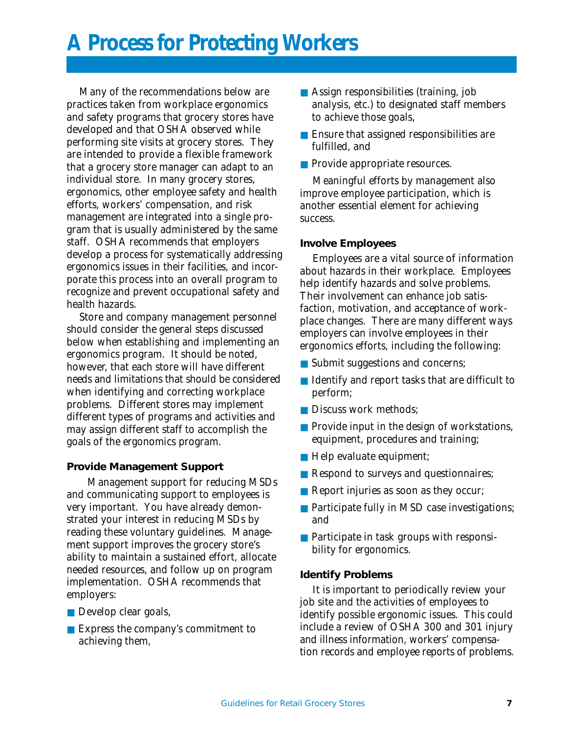# A Process for Protecting Workers

Many of the recommendations below are practices taken from workplace ergonomics and safety programs that grocery stores have developed and that OSHA observed while performing site visits at grocery stores. They are intended to provide a flexible framework that a grocery store manager can adapt to an individual store. In many grocery stores, ergonomics, other employee safety and health efforts, workers' compensation, and risk management are integrated into a single program that is usually administered by the same staff. OSHA recommends that employers develop a process for systematically addressing ergonomics issues in their facilities, and incorporate this process into an overall program to recognize and prevent occupational safety and health hazards.

Store and company management personnel should consider the general steps discussed below when establishing and implementing an ergonomics program. It should be noted, however, that each store will have different needs and limitations that should be considered when identifying and correcting workplace problems. Different stores may implement different types of programs and activities and may assign different staff to accomplish the goals of the ergonomics program.

### Provide Management Support

Management support for reducing MSDs and communicating support to employees is very important. You have already demonstrated your interest in reducing MSDs by reading these voluntary guidelines. Management support improves the grocery store's ability to maintain a sustained effort, allocate needed resources, and follow up on program implementation. OSHA recommends that employers:

- Develop clear goals,
- Express the company's commitment to achieving them,
- Assign responsibilities (training, job analysis, etc.) to designated staff members to achieve those goals,
- Ensure that assigned responsibilities are fulfilled, and
- Provide appropriate resources.

Meaningful efforts by management also improve employee participation, which is another essential element for achieving success.

### Involve Employees

Employees are a vital source of information about hazards in their workplace. Employees help identify hazards and solve problems. Their involvement can enhance job satisfaction, motivation, and acceptance of workplace changes. There are many different ways employers can involve employees in their ergonomics efforts, including the following:

- Submit suggestions and concerns;
- Identify and report tasks that are difficult to perform;
- Discuss work methods;
- Provide input in the design of workstations, equipment, procedures and training;
- Help evaluate equipment;
- Respond to surveys and questionnaires;
- Report injuries as soon as they occur;
- Participate fully in MSD case investigations; and
- Participate in task groups with responsibility for ergonomics.

### Identify Problems

It is important to periodically review your job site and the activities of employees to identify possible ergonomic issues. This could include a review of OSHA 300 and 301 injury and illness information, workers' compensation records and employee reports of problems.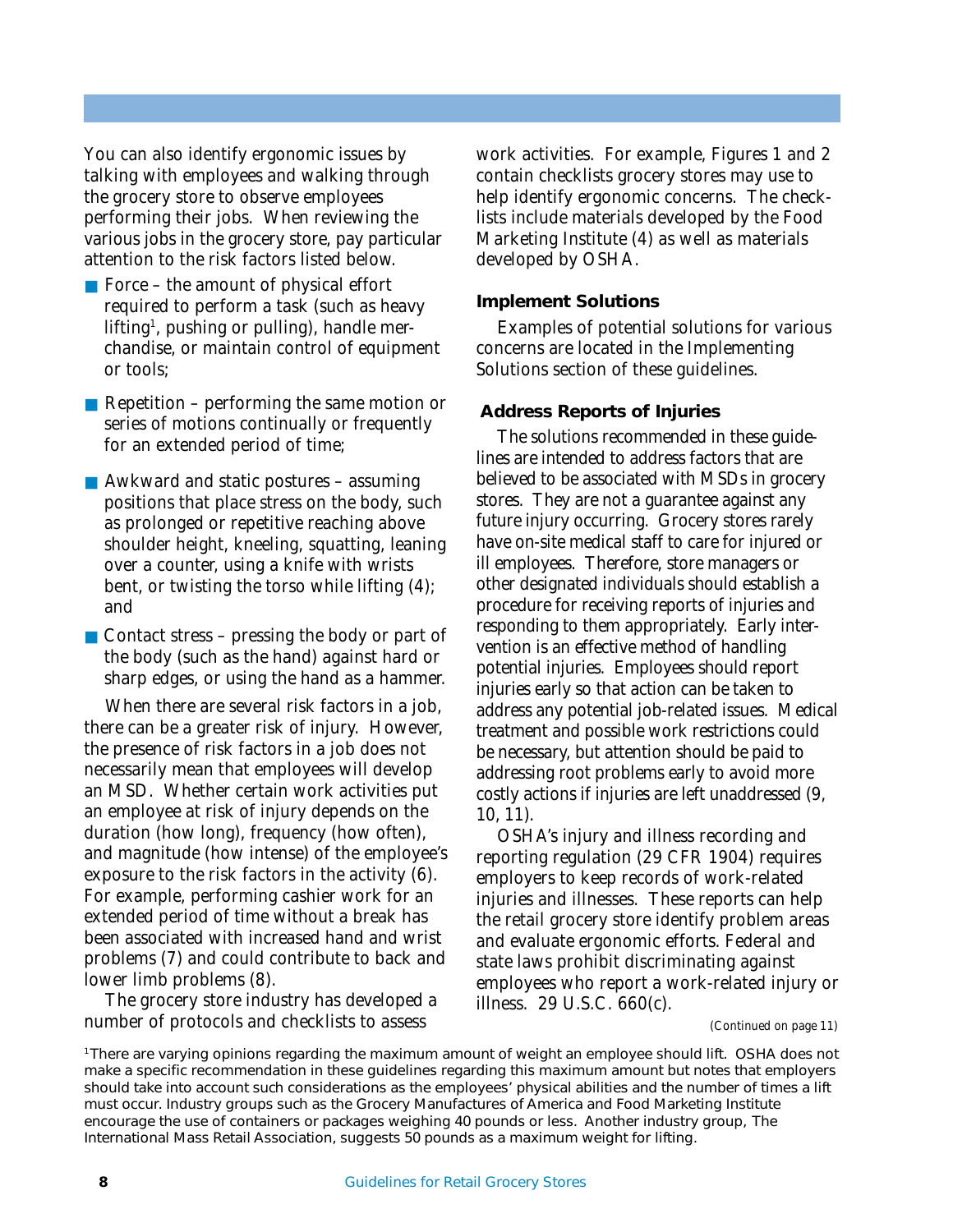You can also identify ergonomic issues by talking with employees and walking through the grocery store to observe employees performing their jobs. When reviewing the various jobs in the grocery store, pay particular attention to the risk factors listed below.

- Force – the amount of physical effort required to perform a task (such as heavy lifting[1], pushing or pulling), handle merchandise, or maintain control of equipment or tools;
- Repetition – performing the same motion or series of motions continually or frequently for an extended period of time;
- Awkward and static postures – assuming positions that place stress on the body, such as prolonged or repetitive reaching above shoulder height, kneeling, squatting, leaning over a counter, using a knife with wrists bent, or twisting the torso while lifting (4); and
- Contact stress – pressing the body or part of the body (such as the hand) against hard or sharp edges, or using the hand as a hammer.

When there are several risk factors in a job, there can be a greater risk of injury. However, the presence of risk factors in a job does not necessarily mean that employees will develop an MSD. Whether certain work activities put an employee at risk of injury depends on the duration (how long), frequency (how often), and magnitude (how intense) of the employee's exposure to the risk factors in the activity (6). For example, performing cashier work for an extended period of time without a break has been associated with increased hand and wrist problems (7) and could contribute to back and lower limb problems (8).

The grocery store industry has developed a number of protocols and checklists to assess work activities. For example, Figures 1 and 2 contain checklists grocery stores may use to help identify ergonomic concerns. The checklists include materials developed by the Food Marketing Institute (4) as well as materials developed by OSHA.

### Implement Solutions

Examples of potential solutions for various concerns are located in the Implementing Solutions section of these guidelines.

### Address Reports of Injuries

The solutions recommended in these guidelines are intended to address factors that are believed to be associated with MSDs in grocery stores. They are not a guarantee against any future injury occurring. Grocery stores rarely have on-site medical staff to care for injured or ill employees. Therefore, store managers or other designated individuals should establish a procedure for receiving reports of injuries and responding to them appropriately. Early intervention is an effective method of handling potential injuries. Employees should report injuries early so that action can be taken to address any potential job-related issues. Medical treatment and possible work restrictions could be necessary, but attention should be paid to addressing root problems early to avoid more costly actions if injuries are left unaddressed (9, 10, 11).

OSHA's injury and illness recording and reporting regulation (29 CFR 1904) requires employers to keep records of work-related injuries and illnesses. These reports can help the retail grocery store identify problem areas and evaluate ergonomic efforts. Federal and state laws prohibit discriminating against employees who report a work-related injury or illness. 29 U.S.C. 660(c).

*(Continued on page 11)*

[1] There are varying opinions regarding the maximum amount of weight an employee should lift. OSHA does not make a specific recommendation in these guidelines regarding this maximum amount but notes that employers should take into account such considerations as the employees' physical abilities and the number of times a lift must occur. Industry groups such as the Grocery Manufactures of America and Food Marketing Institute encourage the use of containers or packages weighing 40 pounds or less. Another industry group, The International Mass Retail Association, suggests 50 pounds as a maximum weight for lifting.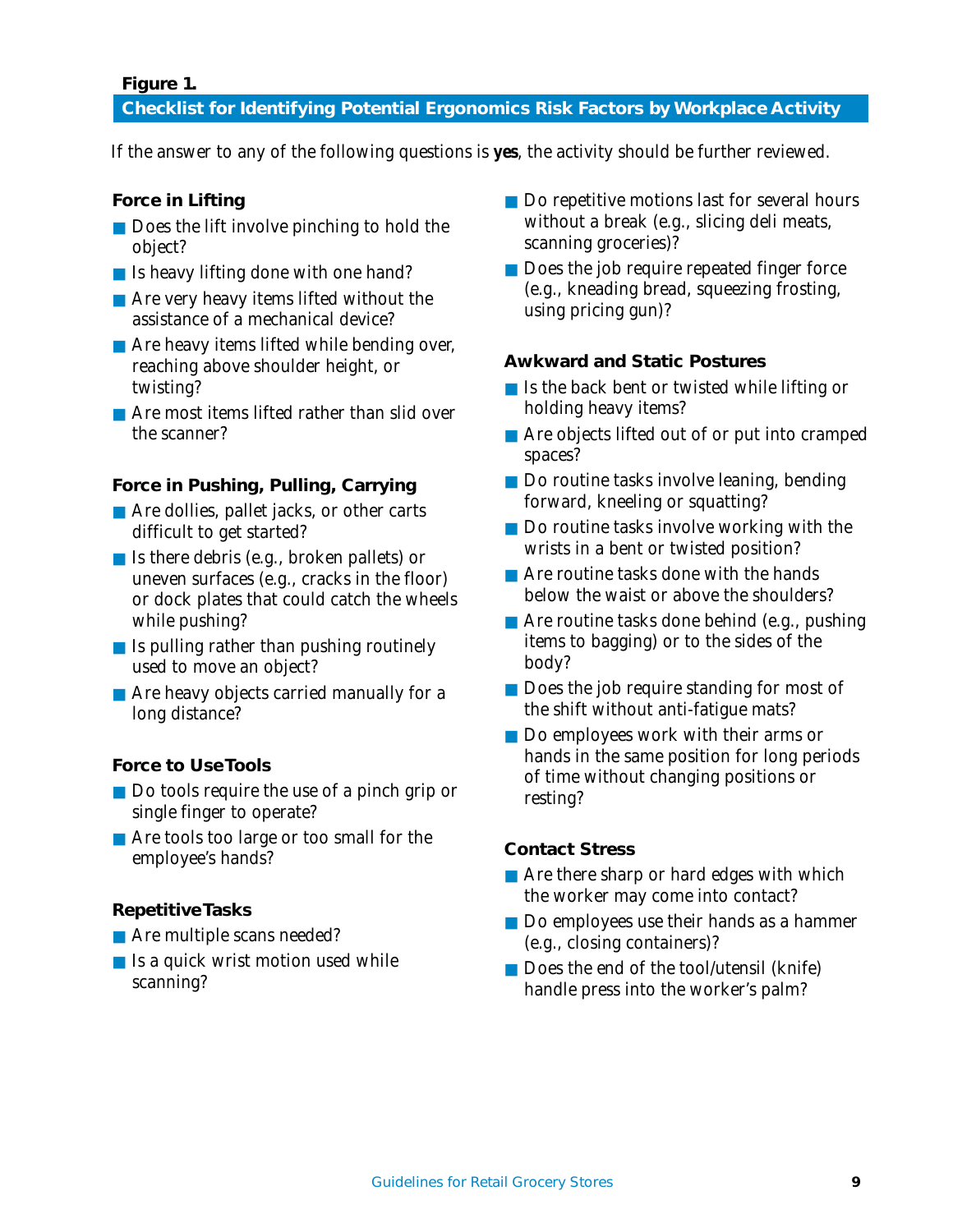**Figure 1.**

## Checklist for Identifying Potential Ergonomics Risk Factors by Workplace Activity

If the answer to any of the following questions is **yes**, the activity should be further reviewed.

### Force in Lifting

- Does the lift involve pinching to hold the object?
- Is heavy lifting done with one hand?
- Are very heavy items lifted without the assistance of a mechanical device?
- Are heavy items lifted while bending over, reaching above shoulder height, or twisting?
- Are most items lifted rather than slid over the scanner?

### Force in Pushing, Pulling, Carrying

- Are dollies, pallet jacks, or other carts difficult to get started?
- Is there debris (e.g., broken pallets) or uneven surfaces (e.g., cracks in the floor) or dock plates that could catch the wheels while pushing?
- Is pulling rather than pushing routinely used to move an object?
- Are heavy objects carried manually for a long distance?

### Force to Use Tools

- Do tools require the use of a pinch grip or single finger to operate?
- Are tools too large or too small for the employee's hands?

### Repetitive Tasks

- Are multiple scans needed?
- Is a quick wrist motion used while scanning?
- Do repetitive motions last for several hours without a break (e.g., slicing deli meats, scanning groceries)?
- Does the job require repeated finger force (e.g., kneading bread, squeezing frosting, using pricing gun)?

### Awkward and Static Postures

- Is the back bent or twisted while lifting or holding heavy items?
- Are objects lifted out of or put into cramped spaces?
- Do routine tasks involve leaning, bending forward, kneeling or squatting?
- Do routine tasks involve working with the wrists in a bent or twisted position?
- Are routine tasks done with the hands below the waist or above the shoulders?
- Are routine tasks done behind (e.g., pushing items to bagging) or to the sides of the body?
- Does the job require standing for most of the shift without anti-fatigue mats?
- Do employees work with their arms or hands in the same position for long periods of time without changing positions or resting?

### Contact Stress

- Are there sharp or hard edges with which the worker may come into contact?
- Do employees use their hands as a hammer (e.g., closing containers)?
- Does the end of the tool/utensil (knife) handle press into the worker's palm?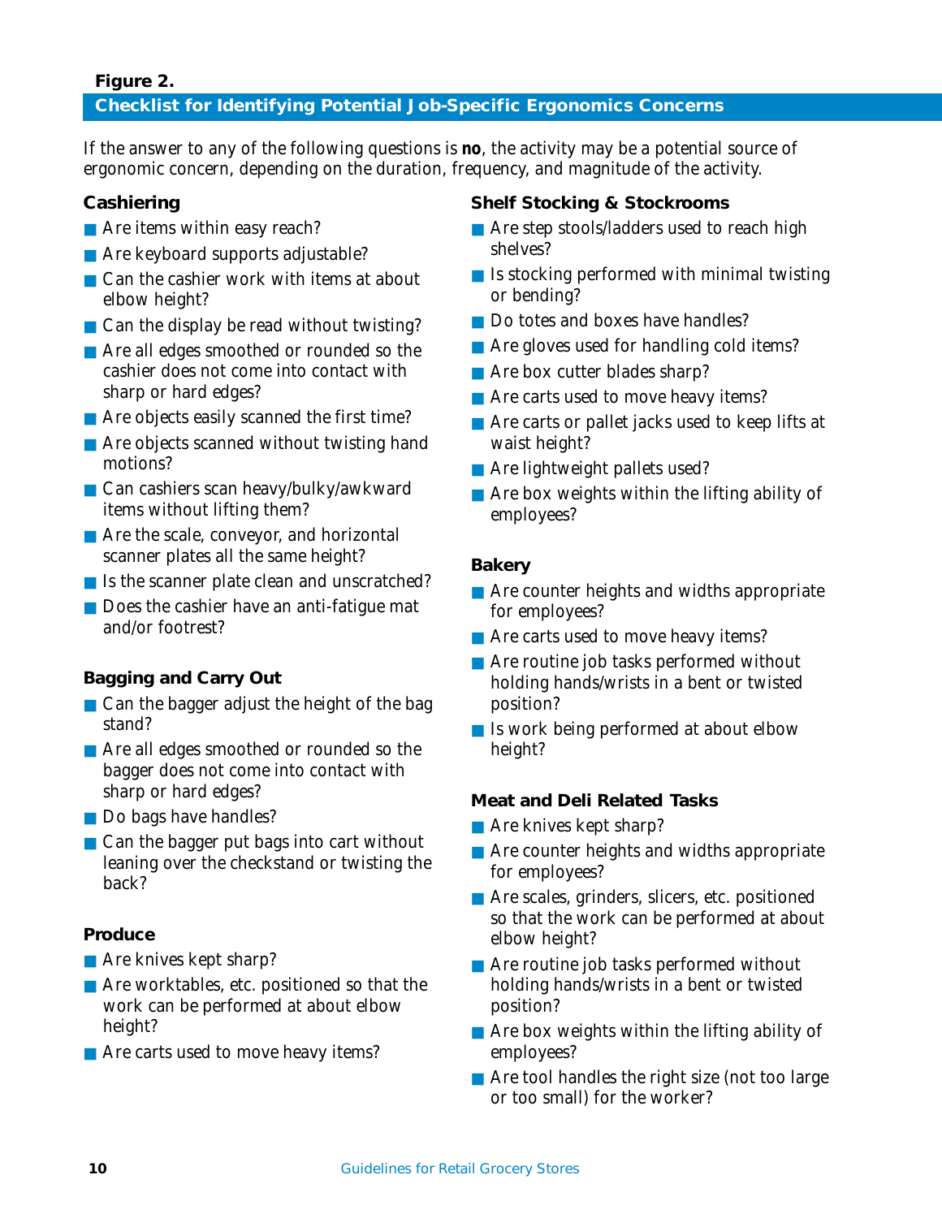**Figure 2.**

## Checklist for Identifying Potential Job-Specific Ergonomics Concerns

If the answer to any of the following questions is **no**, the activity may be a potential source of ergonomic concern, depending on the duration, frequency, and magnitude of the activity.

### Cashiering

- Are items within easy reach?
- Are keyboard supports adjustable?
- Can the cashier work with items at about elbow height?
- Can the display be read without twisting?
- Are all edges smoothed or rounded so the cashier does not come into contact with sharp or hard edges?
- Are objects easily scanned the first time?
- Are objects scanned without twisting hand motions?
- Can cashiers scan heavy/bulky/awkward items without lifting them?
- Are the scale, conveyor, and horizontal scanner plates all the same height?
- Is the scanner plate clean and unscratched?
- Does the cashier have an anti-fatigue mat and/or footrest?

### Bagging and Carry Out

- Can the bagger adjust the height of the bag stand?
- Are all edges smoothed or rounded so the bagger does not come into contact with sharp or hard edges?
- Do bags have handles?
- Can the bagger put bags into cart without leaning over the checkstand or twisting the back?

### Produce

- Are knives kept sharp?
- Are worktables, etc. positioned so that the work can be performed at about elbow height?
- Are carts used to move heavy items?

### Shelf Stocking & Stockrooms

- Are step stools/ladders used to reach high shelves?
- Is stocking performed with minimal twisting or bending?
- Do totes and boxes have handles?
- Are gloves used for handling cold items?
- Are box cutter blades sharp?
- Are carts used to move heavy items?
- Are carts or pallet jacks used to keep lifts at waist height?
- Are lightweight pallets used?
- Are box weights within the lifting ability of employees?

### Bakery

- Are counter heights and widths appropriate for employees?
- Are carts used to move heavy items?
- Are routine job tasks performed without holding hands/wrists in a bent or twisted position?
- Is work being performed at about elbow height?

### Meat and Deli Related Tasks

- Are knives kept sharp?
- Are counter heights and widths appropriate for employees?
- Are scales, grinders, slicers, etc. positioned so that the work can be performed at about elbow height?
- Are routine job tasks performed without holding hands/wrists in a bent or twisted position?
- Are box weights within the lifting ability of employees?
- Are tool handles the right size (not too large or too small) for the worker?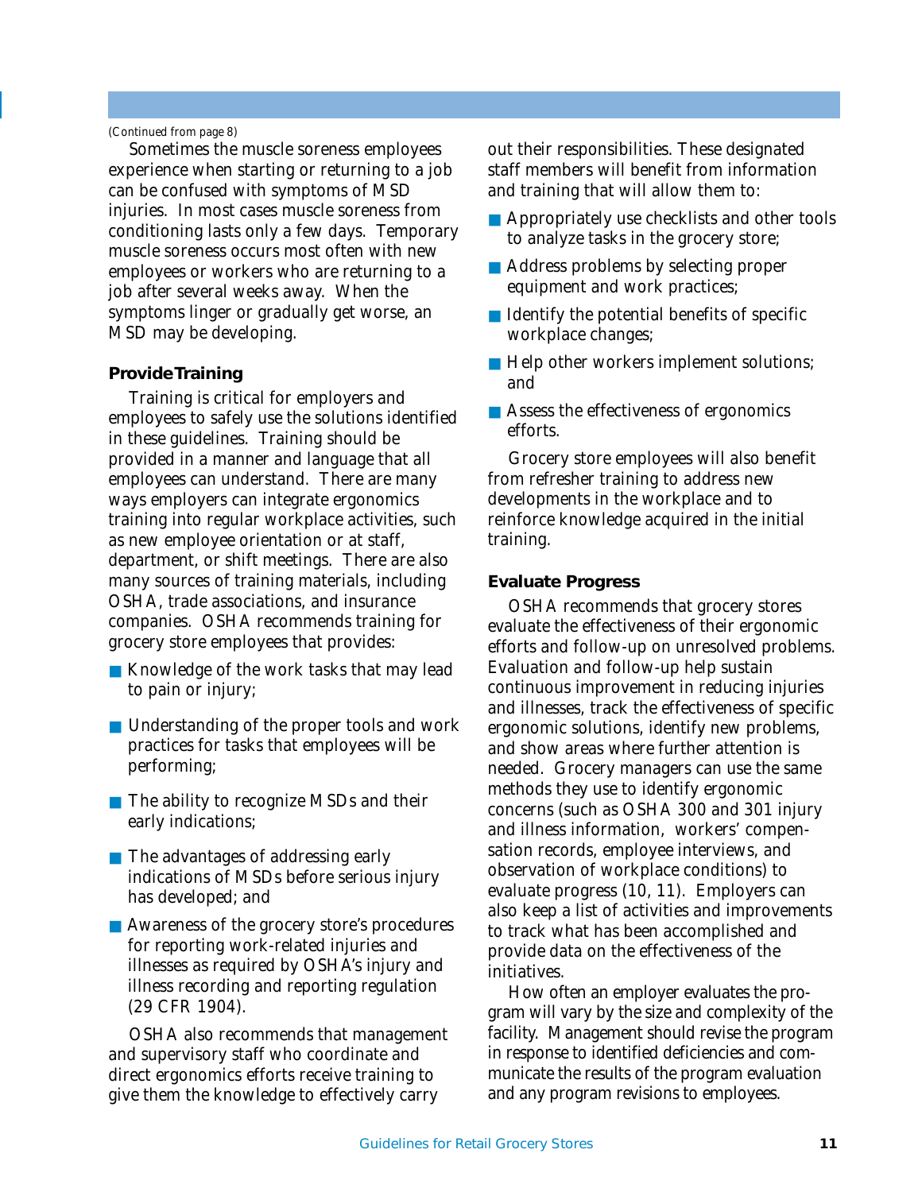*(Continued from page 8)*

Sometimes the muscle soreness employees experience when starting or returning to a job can be confused with symptoms of MSD injuries. In most cases muscle soreness from conditioning lasts only a few days. Temporary muscle soreness occurs most often with new employees or workers who are returning to a job after several weeks away. When the symptoms linger or gradually get worse, an MSD may be developing.

### Provide Training

Training is critical for employers and employees to safely use the solutions identified in these guidelines. Training should be provided in a manner and language that all employees can understand. There are many ways employers can integrate ergonomics training into regular workplace activities, such as new employee orientation or at staff, department, or shift meetings. There are also many sources of training materials, including OSHA, trade associations, and insurance companies. OSHA recommends training for grocery store employees that provides:

- Knowledge of the work tasks that may lead to pain or injury;
- Understanding of the proper tools and work practices for tasks that employees will be performing;
- The ability to recognize MSDs and their early indications;
- The advantages of addressing early indications of MSDs before serious injury has developed; and
- Awareness of the grocery store's procedures for reporting work-related injuries and illnesses as required by OSHA's injury and illness recording and reporting regulation (29 CFR 1904).

OSHA also recommends that management and supervisory staff who coordinate and direct ergonomics efforts receive training to give them the knowledge to effectively carry out their responsibilities. These designated staff members will benefit from information and training that will allow them to:

- Appropriately use checklists and other tools to analyze tasks in the grocery store;
- Address problems by selecting proper equipment and work practices;
- Identify the potential benefits of specific workplace changes;
- Help other workers implement solutions; and
- Assess the effectiveness of ergonomics efforts.

Grocery store employees will also benefit from refresher training to address new developments in the workplace and to reinforce knowledge acquired in the initial training.

### Evaluate Progress

OSHA recommends that grocery stores evaluate the effectiveness of their ergonomic efforts and follow-up on unresolved problems. Evaluation and follow-up help sustain continuous improvement in reducing injuries and illnesses, track the effectiveness of specific ergonomic solutions, identify new problems, and show areas where further attention is needed. Grocery managers can use the same methods they use to identify ergonomic concerns (such as OSHA 300 and 301 injury and illness information, workers' compensation records, employee interviews, and observation of workplace conditions) to evaluate progress (10, 11). Employers can also keep a list of activities and improvements to track what has been accomplished and provide data on the effectiveness of the initiatives.

How often an employer evaluates the program will vary by the size and complexity of the facility. Management should revise the program in response to identified deficiencies and communicate the results of the program evaluation and any program revisions to employees.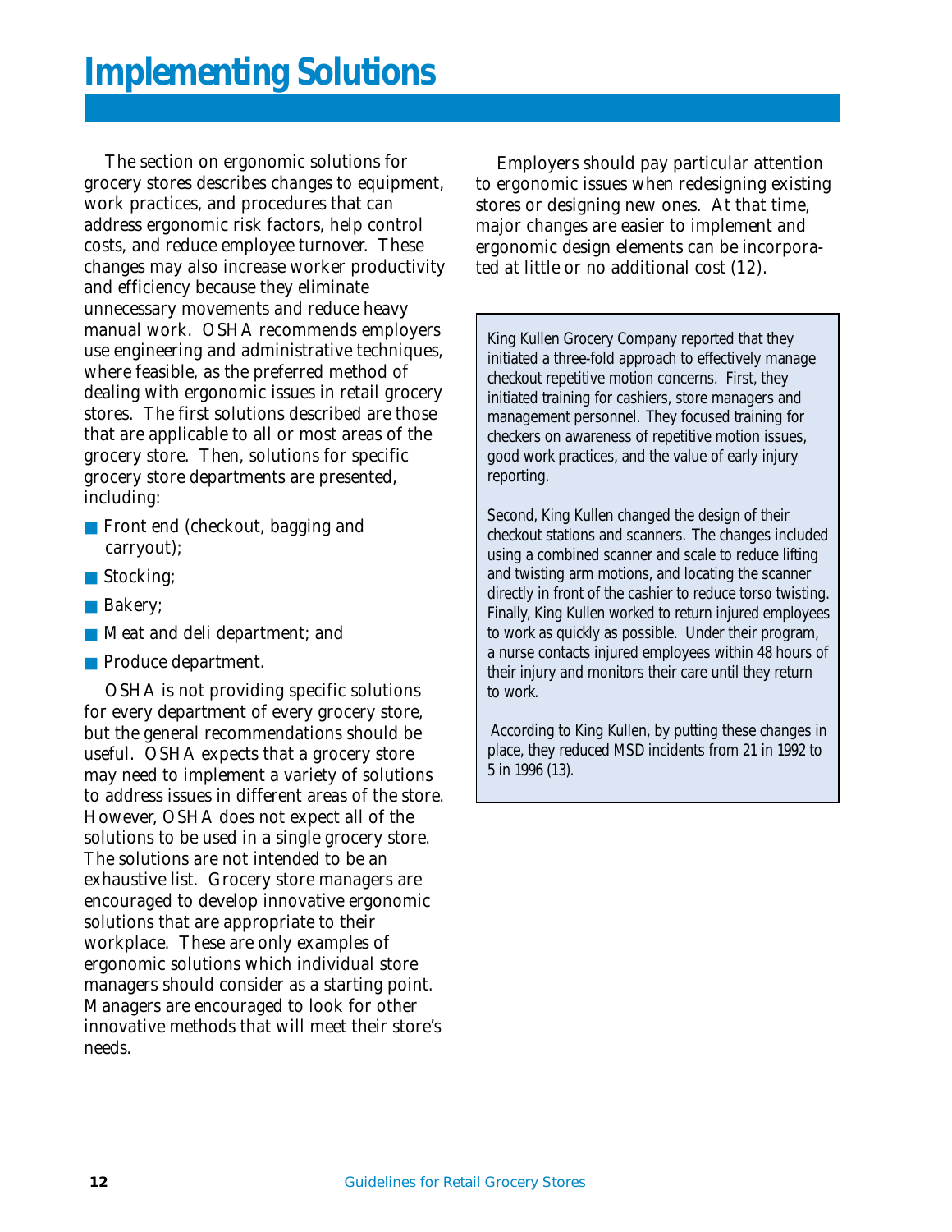# Implementing Solutions

The section on ergonomic solutions for grocery stores describes changes to equipment, work practices, and procedures that can address ergonomic risk factors, help control costs, and reduce employee turnover. These changes may also increase worker productivity and efficiency because they eliminate unnecessary movements and reduce heavy manual work. OSHA recommends employers use engineering and administrative techniques, where feasible, as the preferred method of dealing with ergonomic issues in retail grocery stores. The first solutions described are those that are applicable to all or most areas of the grocery store. Then, solutions for specific grocery store departments are presented, including:

- Front end (checkout, bagging and carryout);
- Stocking;
- Bakery;
- Meat and deli department; and
- Produce department.

OSHA is not providing specific solutions for every department of every grocery store, but the general recommendations should be useful. OSHA expects that a grocery store may need to implement a variety of solutions to address issues in different areas of the store. However, OSHA does not expect all of the solutions to be used in a single grocery store. The solutions are not intended to be an exhaustive list. Grocery store managers are encouraged to develop innovative ergonomic solutions that are appropriate to their workplace. These are only examples of ergonomic solutions which individual store managers should consider as a starting point. Managers are encouraged to look for other innovative methods that will meet their store's needs.

Employers should pay particular attention to ergonomic issues when redesigning existing stores or designing new ones. At that time, major changes are easier to implement and ergonomic design elements can be incorporated at little or no additional cost (12).

King Kullen Grocery Company reported that they initiated a three-fold approach to effectively manage checkout repetitive motion concerns. First, they initiated training for cashiers, store managers and management personnel. They focused training for checkers on awareness of repetitive motion issues, good work practices, and the value of early injury reporting.

Second, King Kullen changed the design of their checkout stations and scanners. The changes included using a combined scanner and scale to reduce lifting and twisting arm motions, and locating the scanner directly in front of the cashier to reduce torso twisting. Finally, King Kullen worked to return injured employees to work as quickly as possible. Under their program, a nurse contacts injured employees within 48 hours of their injury and monitors their care until they return to work.

According to King Kullen, by putting these changes in place, they reduced MSD incidents from 21 in 1992 to 5 in 1996 (13).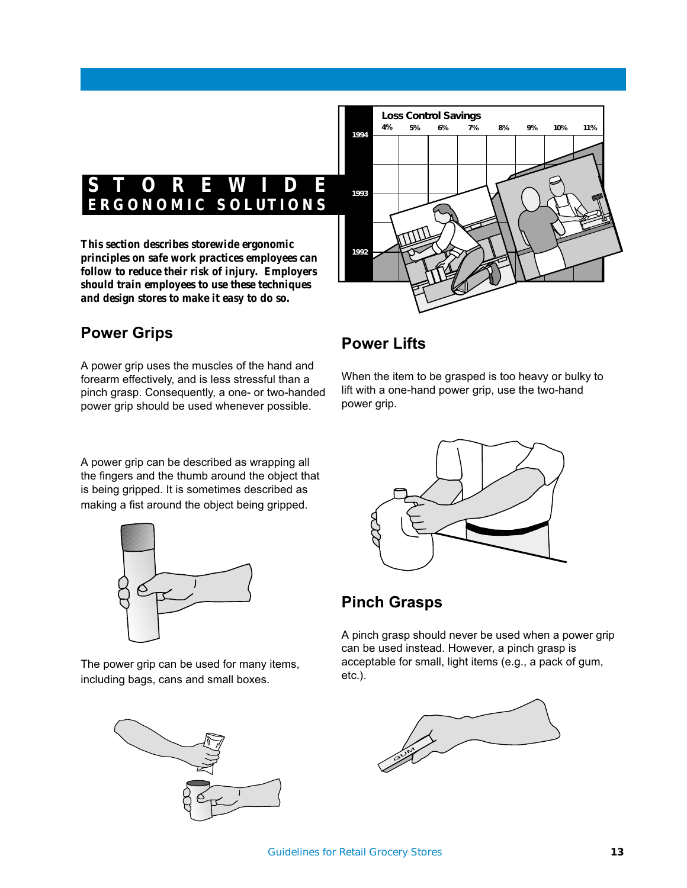# STOREWIDE ERGONOMIC SOLUTIONS

***This section describes storewide ergonomic principles on safe work practices employees can follow to reduce their risk of injury. Employers should train employees to use these techniques and design stores to make it easy to do so.***

## Power Grips

A power grip uses the muscles of the hand and forearm effectively, and is less stressful than a pinch grasp. Consequently, a one- or two-handed power grip should be used whenever possible.

A power grip can be described as wrapping all the fingers and the thumb around the object that is being gripped. It is sometimes described as making a fist around the object being gripped.

The power grip can be used for many items, including bags, cans and small boxes.

## Power Lifts

When the item to be grasped is too heavy or bulky to lift with a one-hand power grip, use the two-hand power grip.

## Pinch Grasps

A pinch grasp should never be used when a power grip can be used instead. However, a pinch grasp is acceptable for small, light items (e.g., a pack of gum, etc.).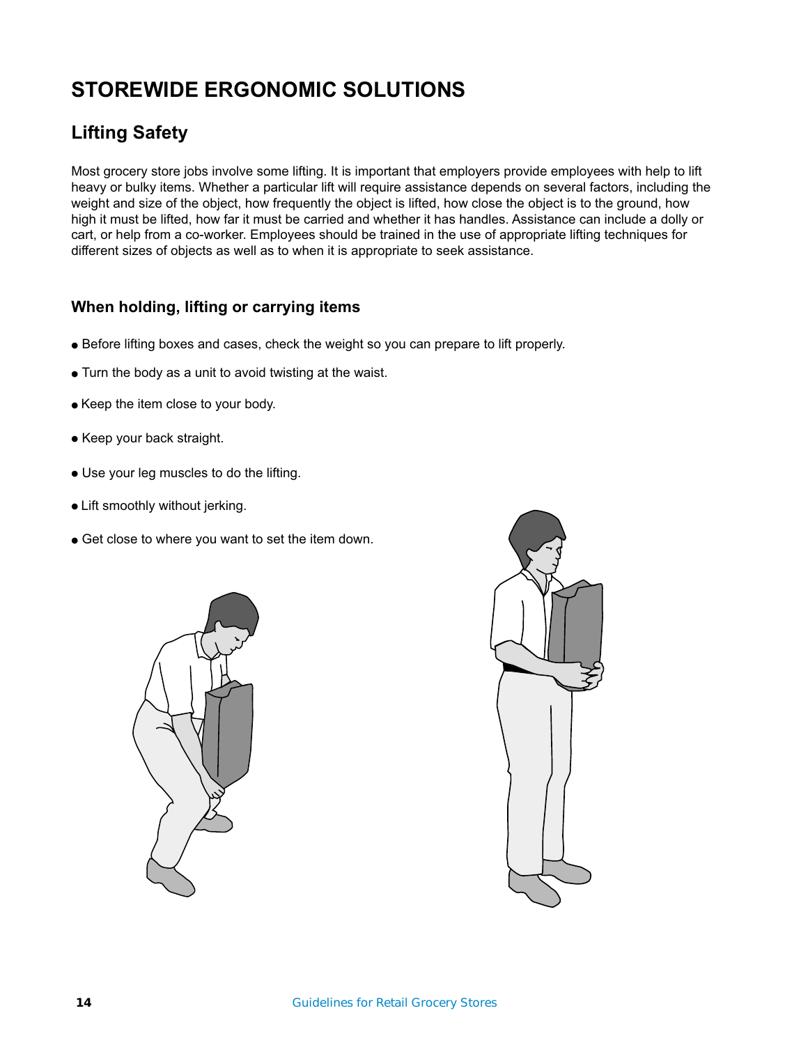# STOREWIDE ERGONOMIC SOLUTIONS

## Lifting Safety

Most grocery store jobs involve some lifting. It is important that employers provide employees with help to lift heavy or bulky items. Whether a particular lift will require assistance depends on several factors, including the weight and size of the object, how frequently the object is lifted, how close the object is to the ground, how high it must be lifted, how far it must be carried and whether it has handles. Assistance can include a dolly or cart, or help from a co-worker. Employees should be trained in the use of appropriate lifting techniques for different sizes of objects as well as to when it is appropriate to seek assistance.

### When holding, lifting or carrying items

- Before lifting boxes and cases, check the weight so you can prepare to lift properly.
- Turn the body as a unit to avoid twisting at the waist.
- Keep the item close to your body.
- Keep your back straight.
- Use your leg muscles to do the lifting.
- Lift smoothly without jerking.
- Get close to where you want to set the item down.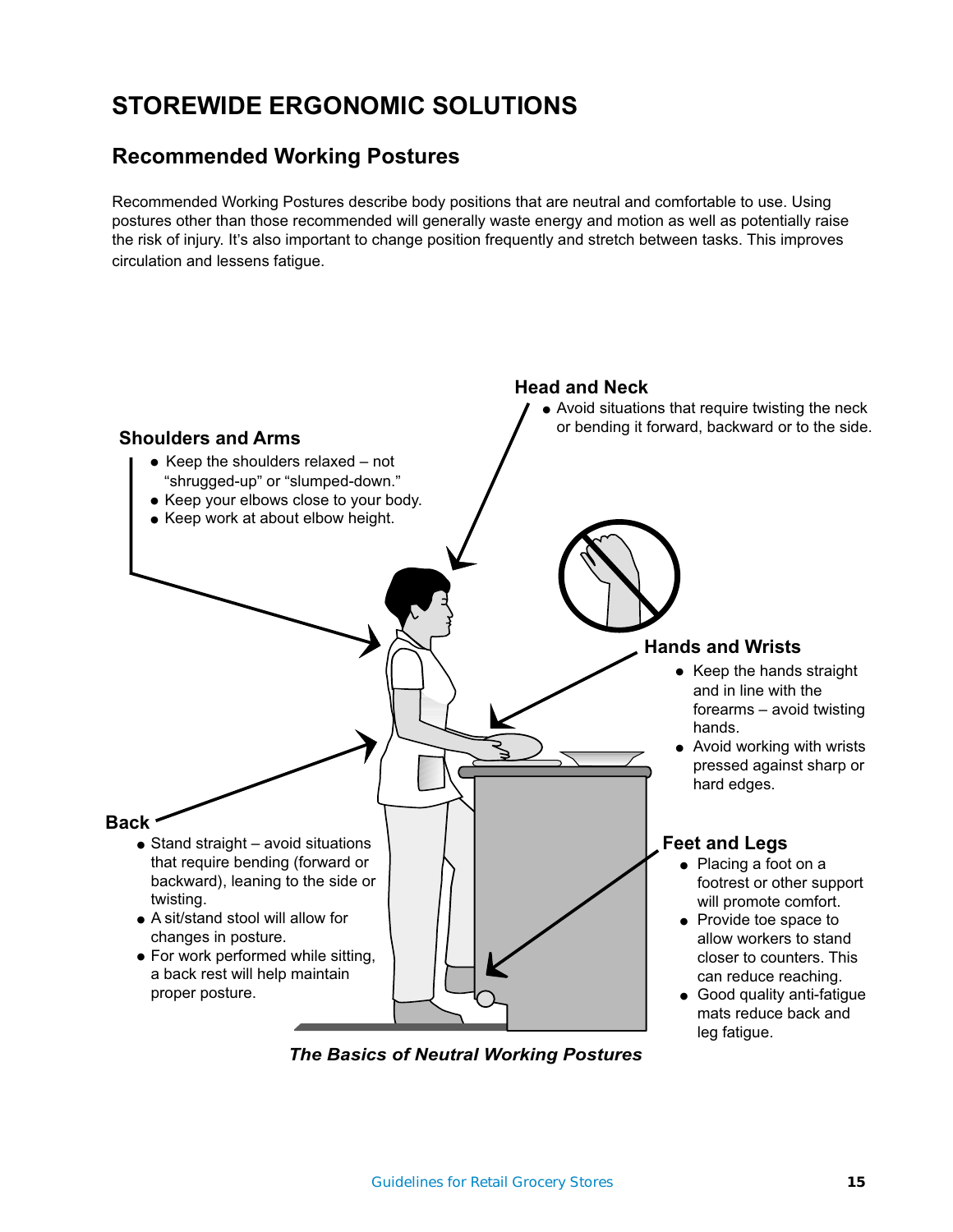# STOREWIDE ERGONOMIC SOLUTIONS

## Recommended Working Postures

Recommended Working Postures describe body positions that are neutral and comfortable to use. Using postures other than those recommended will generally waste energy and motion as well as potentially raise the risk of injury. It's also important to change position frequently and stretch between tasks. This improves circulation and lessens fatigue.

**Head and Neck**

- Avoid situations that require twisting the neck or bending it forward, backward or to the side.

**Shoulders and Arms**

- Keep the shoulders relaxed – not "shrugged-up" or "slumped-down."
- Keep your elbows close to your body.
- Keep work at about elbow height.

**Hands and Wrists**

- Keep the hands straight and in line with the forearms – avoid twisting hands.
- Avoid working with wrists pressed against sharp or hard edges.

**Back**

- Stand straight – avoid situations that require bending (forward or backward), leaning to the side or twisting.
- A sit/stand stool will allow for changes in posture.
- For work performed while sitting, a back rest will help maintain proper posture.

**Feet and Legs**

- Placing a foot on a footrest or other support will promote comfort.
- Provide toe space to allow workers to stand closer to counters. This can reduce reaching.
- Good quality anti-fatigue mats reduce back and leg fatigue.

***The Basics of Neutral Working Postures***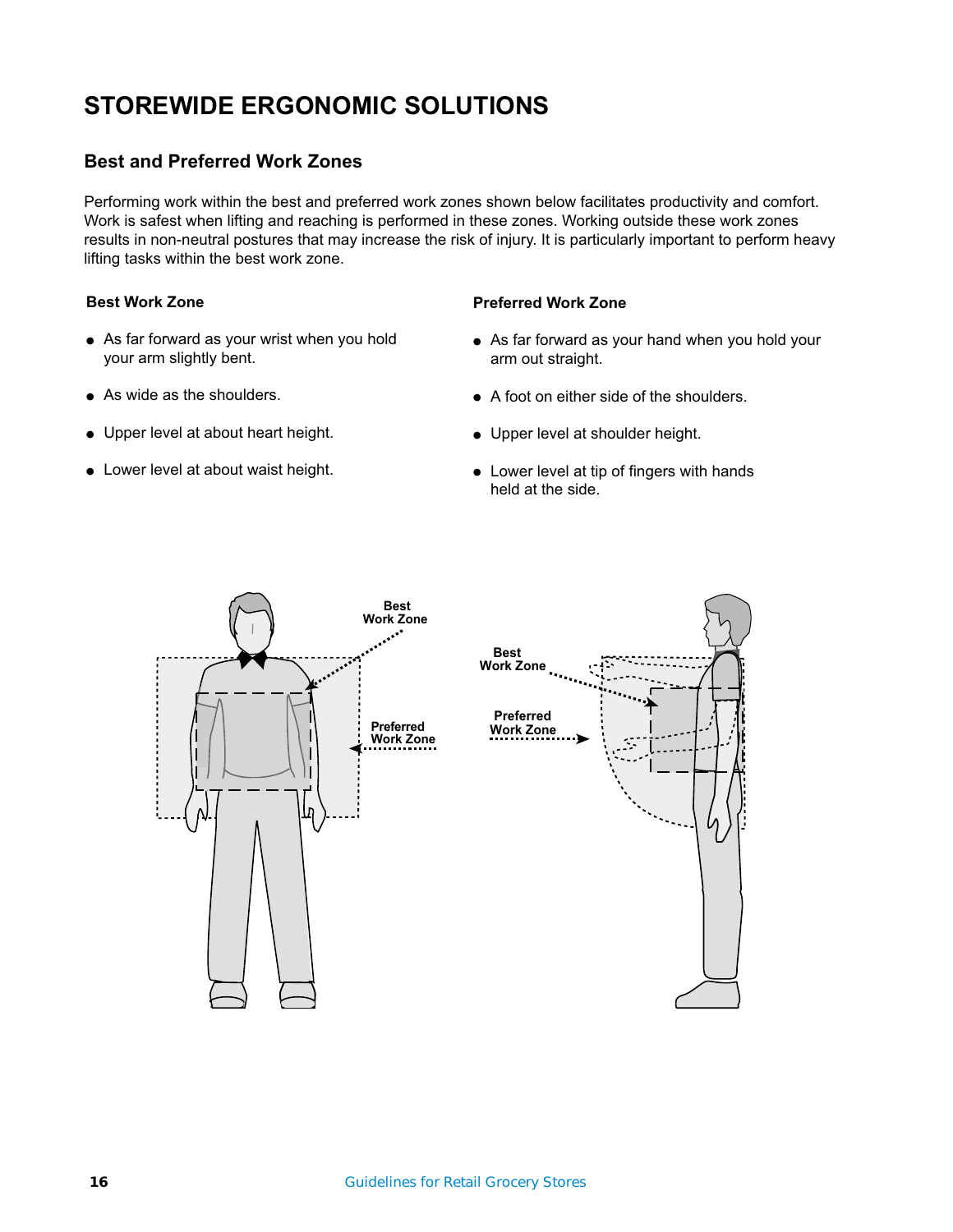# STOREWIDE ERGONOMIC SOLUTIONS

## Best and Preferred Work Zones

Performing work within the best and preferred work zones shown below facilitates productivity and comfort. Work is safest when lifting and reaching is performed in these zones. Working outside these work zones results in non-neutral postures that may increase the risk of injury. It is particularly important to perform heavy lifting tasks within the best work zone.

### Best Work Zone

- As far forward as your wrist when you hold your arm slightly bent.
- As wide as the shoulders.
- Upper level at about heart height.
- Lower level at about waist height.

### Preferred Work Zone

- As far forward as your hand when you hold your arm out straight.
- A foot on either side of the shoulders.
- Upper level at shoulder height.
- Lower level at tip of fingers with hands held at the side.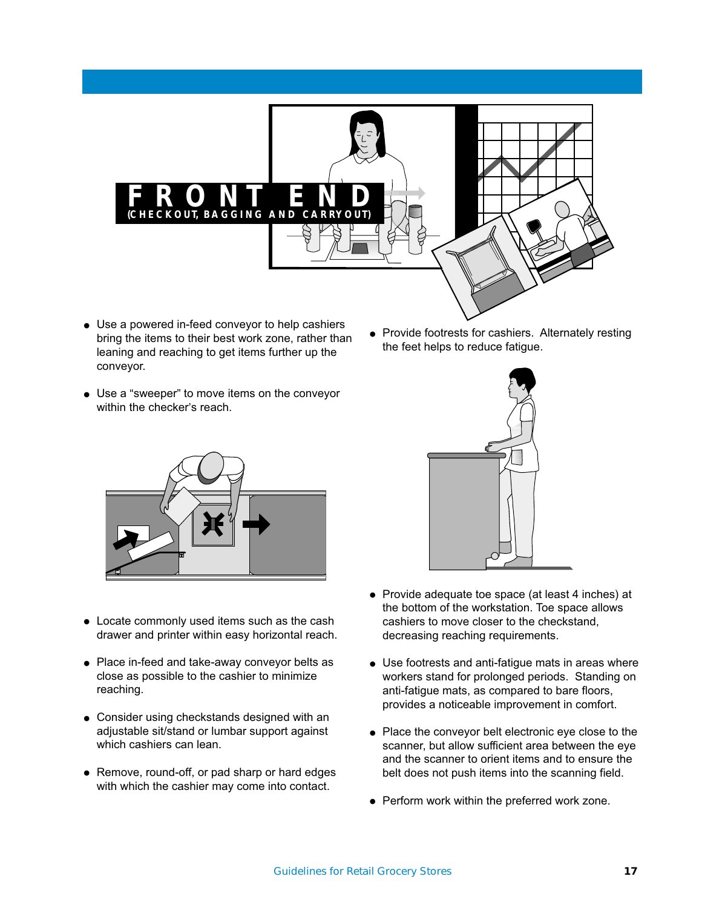# FRONT END

## (CHECKOUT, BAGGING AND CARRYOUT)

- Use a powered in-feed conveyor to help cashiers bring the items to their best work zone, rather than leaning and reaching to get items further up the conveyor.

- Use a "sweeper" to move items on the conveyor within the checker's reach.

- Locate commonly used items such as the cash drawer and printer within easy horizontal reach.

- Place in-feed and take-away conveyor belts as close as possible to the cashier to minimize reaching.

- Consider using checkstands designed with an adjustable sit/stand or lumbar support against which cashiers can lean.

- Remove, round-off, or pad sharp or hard edges with which the cashier may come into contact.

- Provide footrests for cashiers. Alternately resting the feet helps to reduce fatigue.

- Provide adequate toe space (at least 4 inches) at the bottom of the workstation. Toe space allows cashiers to move closer to the checkstand, decreasing reaching requirements.

- Use footrests and anti-fatigue mats in areas where workers stand for prolonged periods. Standing on anti-fatigue mats, as compared to bare floors, provides a noticeable improvement in comfort.

- Place the conveyor belt electronic eye close to the scanner, but allow sufficient area between the eye and the scanner to orient items and to ensure the belt does not push items into the scanning field.

- Perform work within the preferred work zone.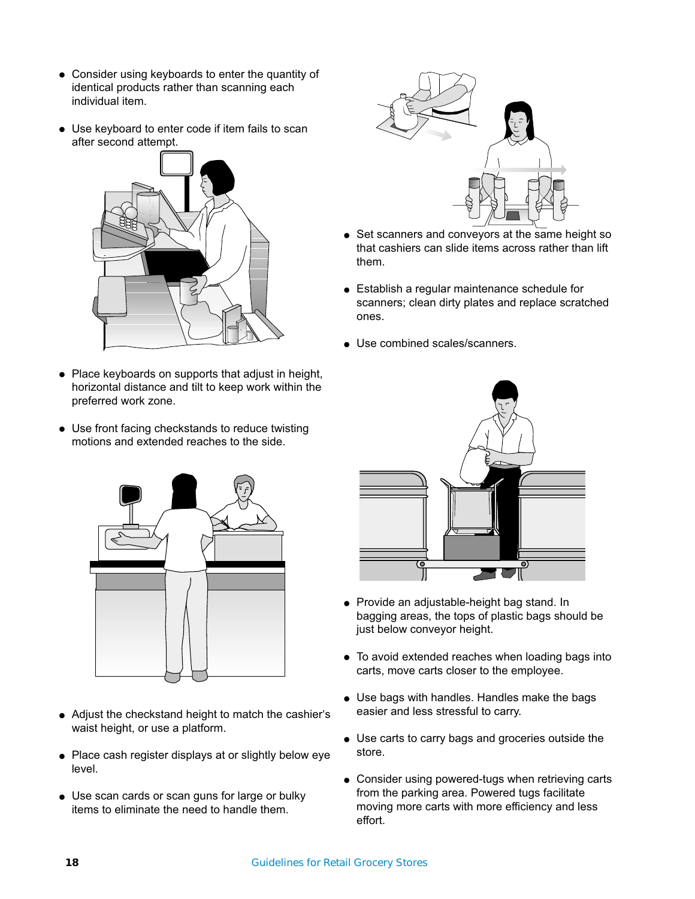- Consider using keyboards to enter the quantity of identical products rather than scanning each individual item.
- Use keyboard to enter code if item fails to scan after second attempt.
- Place keyboards on supports that adjust in height, horizontal distance and tilt to keep work within the preferred work zone.
- Use front facing checkstands to reduce twisting motions and extended reaches to the side.
- Adjust the checkstand height to match the cashier's waist height, or use a platform.
- Place cash register displays at or slightly below eye level.
- Use scan cards or scan guns for large or bulky items to eliminate the need to handle them.
- Set scanners and conveyors at the same height so that cashiers can slide items across rather than lift them.
- Establish a regular maintenance schedule for scanners; clean dirty plates and replace scratched ones.
- Use combined scales/scanners.
- Provide an adjustable-height bag stand. In bagging areas, the tops of plastic bags should be just below conveyor height.
- To avoid extended reaches when loading bags into carts, move carts closer to the employee.
- Use bags with handles. Handles make the bags easier and less stressful to carry.
- Use carts to carry bags and groceries outside the store.
- Consider using powered-tugs when retrieving carts from the parking area. Powered tugs facilitate moving more carts with more efficiency and less effort.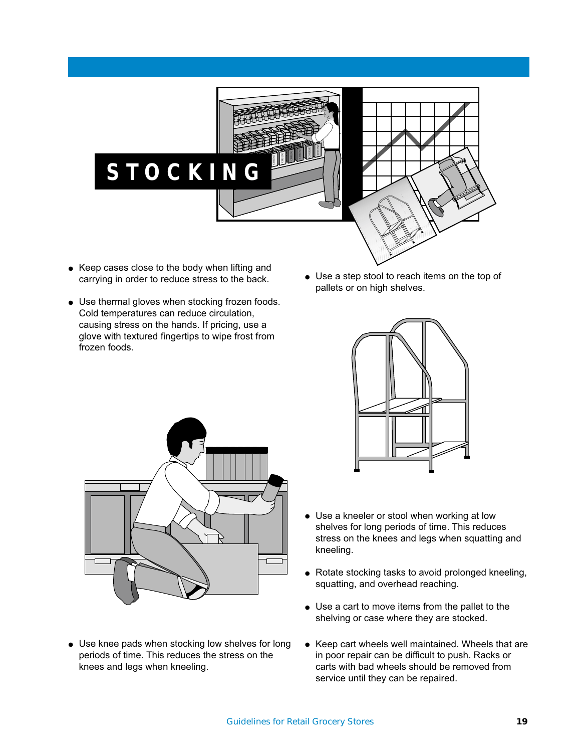# STOCKING

- Keep cases close to the body when lifting and carrying in order to reduce stress to the back.
- Use thermal gloves when stocking frozen foods. Cold temperatures can reduce circulation, causing stress on the hands. If pricing, use a glove with textured fingertips to wipe frost from frozen foods.
- Use knee pads when stocking low shelves for long periods of time. This reduces the stress on the knees and legs when kneeling.
- Use a step stool to reach items on the top of pallets or on high shelves.
- Use a kneeler or stool when working at low shelves for long periods of time. This reduces stress on the knees and legs when squatting and kneeling.
- Rotate stocking tasks to avoid prolonged kneeling, squatting, and overhead reaching.
- Use a cart to move items from the pallet to the shelving or case where they are stocked.
- Keep cart wheels well maintained. Wheels that are in poor repair can be difficult to push. Racks or carts with bad wheels should be removed from service until they can be repaired.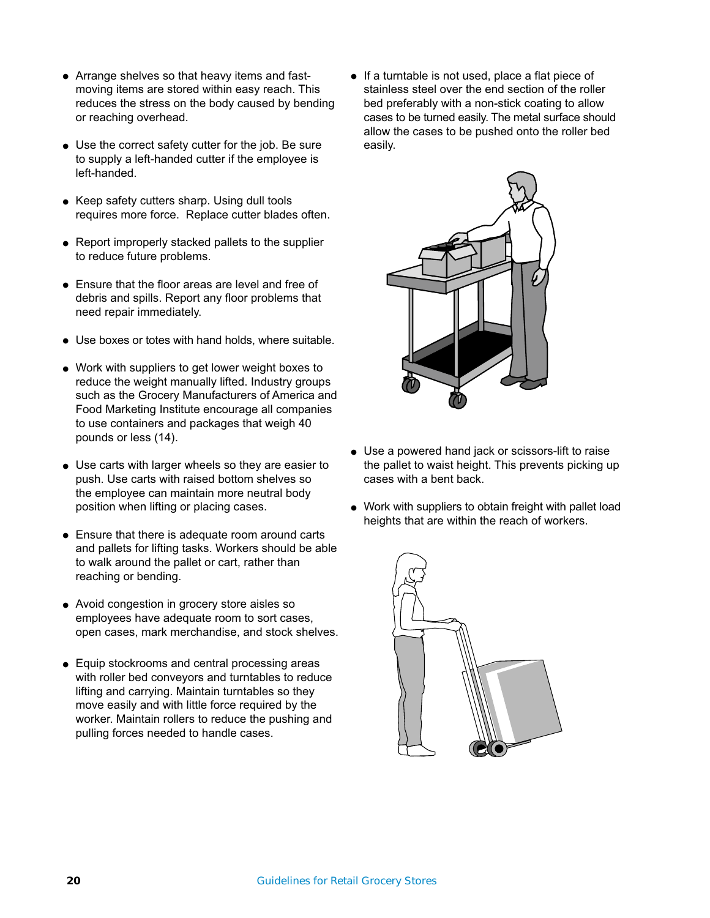- Arrange shelves so that heavy items and fast-moving items are stored within easy reach. This reduces the stress on the body caused by bending or reaching overhead.
- Use the correct safety cutter for the job. Be sure to supply a left-handed cutter if the employee is left-handed.
- Keep safety cutters sharp. Using dull tools requires more force. Replace cutter blades often.
- Report improperly stacked pallets to the supplier to reduce future problems.
- Ensure that the floor areas are level and free of debris and spills. Report any floor problems that need repair immediately.
- Use boxes or totes with hand holds, where suitable.
- Work with suppliers to get lower weight boxes to reduce the weight manually lifted. Industry groups such as the Grocery Manufacturers of America and Food Marketing Institute encourage all companies to use containers and packages that weigh 40 pounds or less (14).
- Use carts with larger wheels so they are easier to push. Use carts with raised bottom shelves so the employee can maintain more neutral body position when lifting or placing cases.
- Ensure that there is adequate room around carts and pallets for lifting tasks. Workers should be able to walk around the pallet or cart, rather than reaching or bending.
- Avoid congestion in grocery store aisles so employees have adequate room to sort cases, open cases, mark merchandise, and stock shelves.
- Equip stockrooms and central processing areas with roller bed conveyors and turntables to reduce lifting and carrying. Maintain turntables so they move easily and with little force required by the worker. Maintain rollers to reduce the pushing and pulling forces needed to handle cases.
- If a turntable is not used, place a flat piece of stainless steel over the end section of the roller bed preferably with a non-stick coating to allow cases to be turned easily. The metal surface should allow the cases to be pushed onto the roller bed easily.
- Use a powered hand jack or scissors-lift to raise the pallet to waist height. This prevents picking up cases with a bent back.
- Work with suppliers to obtain freight with pallet load heights that are within the reach of workers.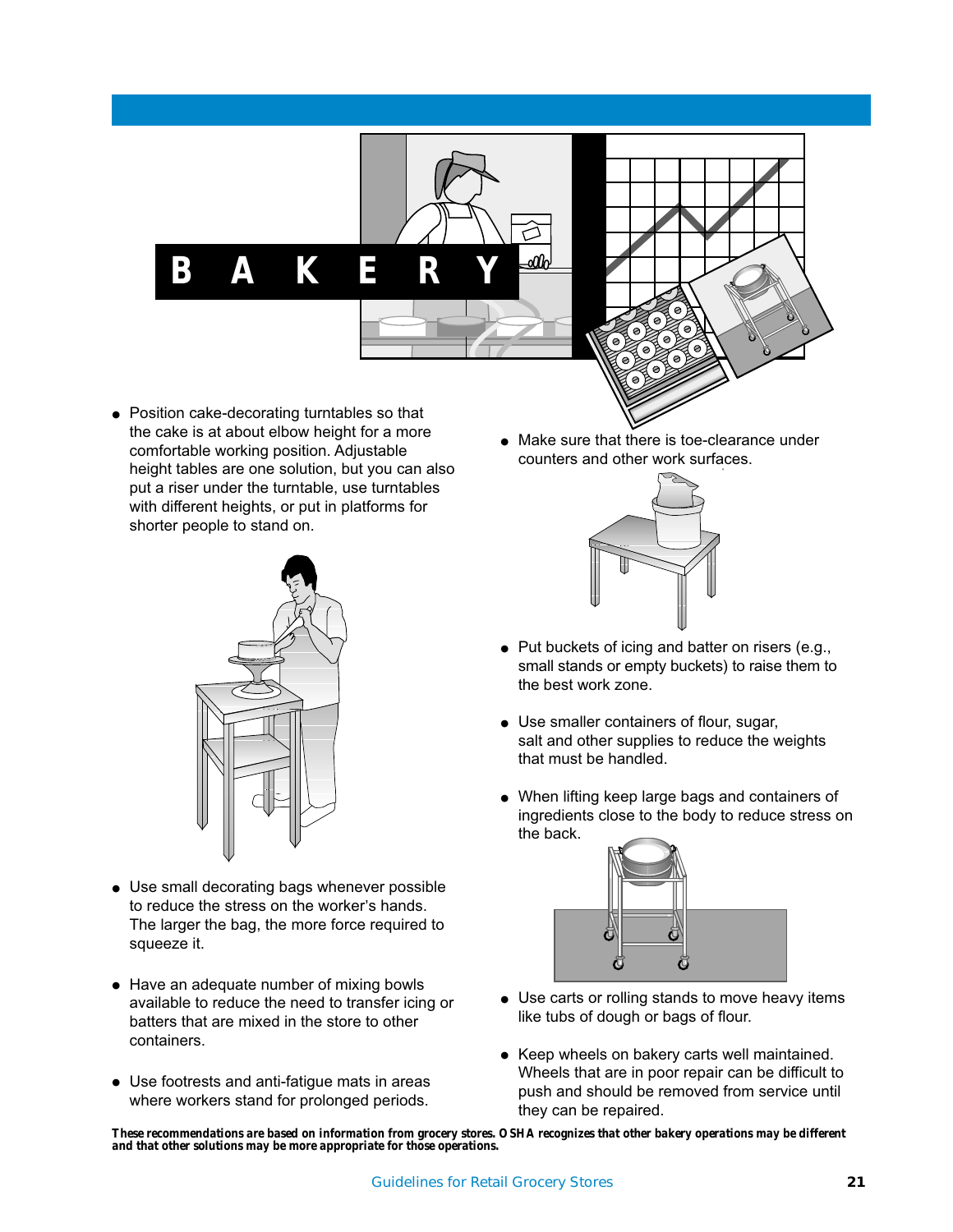# BAKERY

- Position cake-decorating turntables so that the cake is at about elbow height for a more comfortable working position. Adjustable height tables are one solution, but you can also put a riser under the turntable, use turntables with different heights, or put in platforms for shorter people to stand on.

- Use small decorating bags whenever possible to reduce the stress on the worker's hands. The larger the bag, the more force required to squeeze it.

- Have an adequate number of mixing bowls available to reduce the need to transfer icing or batters that are mixed in the store to other containers.

- Use footrests and anti-fatigue mats in areas where workers stand for prolonged periods.

- Make sure that there is toe-clearance under counters and other work surfaces.

- Put buckets of icing and batter on risers (e.g., small stands or empty buckets) to raise them to the best work zone.

- Use smaller containers of flour, sugar, salt and other supplies to reduce the weights that must be handled.

- When lifting keep large bags and containers of ingredients close to the body to reduce stress on the back.

- Use carts or rolling stands to move heavy items like tubs of dough or bags of flour.

- Keep wheels on bakery carts well maintained. Wheels that are in poor repair can be difficult to push and should be removed from service until they can be repaired.

***These recommendations are based on information from grocery stores. OSHA recognizes that other bakery operations may be different and that other solutions may be more appropriate for those operations.***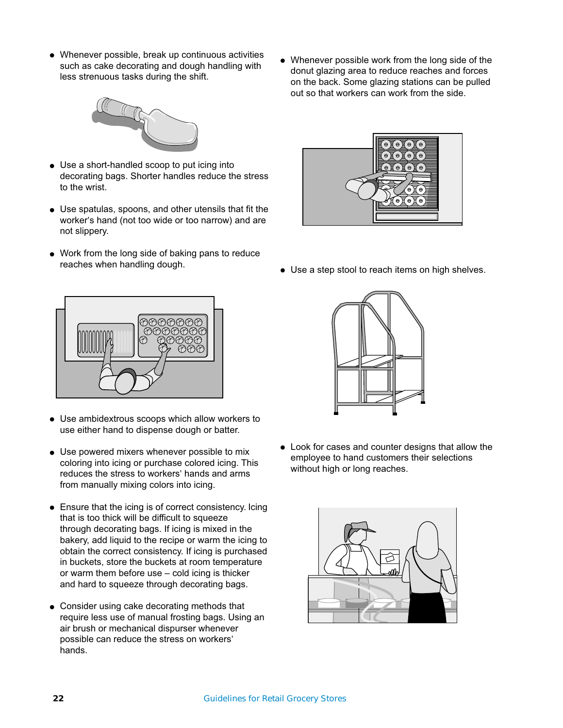- Whenever possible, break up continuous activities such as cake decorating and dough handling with less strenuous tasks during the shift.

- Use a short-handled scoop to put icing into decorating bags. Shorter handles reduce the stress to the wrist.

- Use spatulas, spoons, and other utensils that fit the worker's hand (not too wide or too narrow) and are not slippery.

- Work from the long side of baking pans to reduce reaches when handling dough.

- Use ambidextrous scoops which allow workers to use either hand to dispense dough or batter.

- Use powered mixers whenever possible to mix coloring into icing or purchase colored icing. This reduces the stress to workers' hands and arms from manually mixing colors into icing.

- Ensure that the icing is of correct consistency. Icing that is too thick will be difficult to squeeze through decorating bags. If icing is mixed in the bakery, add liquid to the recipe or warm the icing to obtain the correct consistency. If icing is purchased in buckets, store the buckets at room temperature or warm them before use – cold icing is thicker and hard to squeeze through decorating bags.

- Consider using cake decorating methods that require less use of manual frosting bags. Using an air brush or mechanical dispurser whenever possible can reduce the stress on workers' hands.

- Whenever possible work from the long side of the donut glazing area to reduce reaches and forces on the back. Some glazing stations can be pulled out so that workers can work from the side.

- Use a step stool to reach items on high shelves.

- Look for cases and counter designs that allow the employee to hand customers their selections without high or long reaches.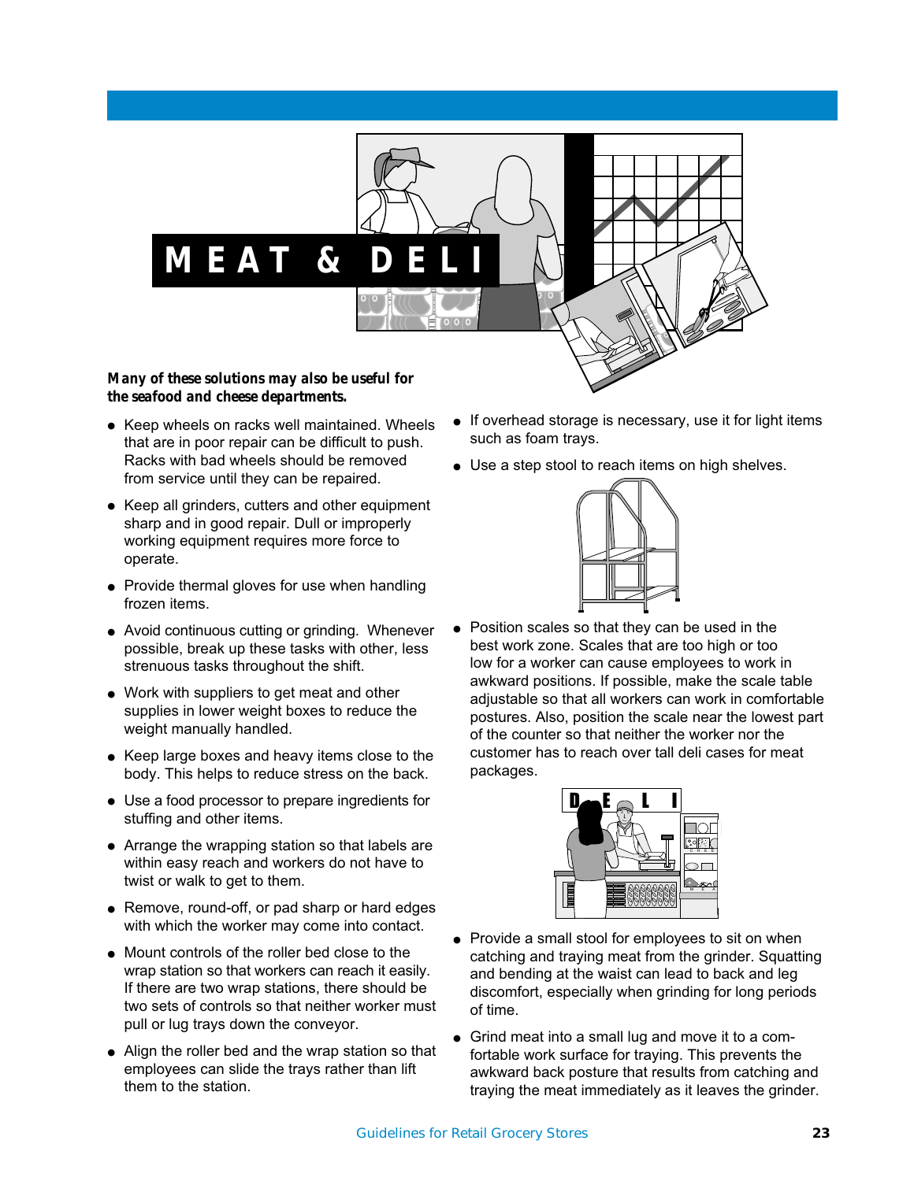# MEAT & DELI

***Many of these solutions may also be useful for the seafood and cheese departments.***

- Keep wheels on racks well maintained. Wheels that are in poor repair can be difficult to push. Racks with bad wheels should be removed from service until they can be repaired.
- Keep all grinders, cutters and other equipment sharp and in good repair. Dull or improperly working equipment requires more force to operate.
- Provide thermal gloves for use when handling frozen items.
- Avoid continuous cutting or grinding. Whenever possible, break up these tasks with other, less strenuous tasks throughout the shift.
- Work with suppliers to get meat and other supplies in lower weight boxes to reduce the weight manually handled.
- Keep large boxes and heavy items close to the body. This helps to reduce stress on the back.
- Use a food processor to prepare ingredients for stuffing and other items.
- Arrange the wrapping station so that labels are within easy reach and workers do not have to twist or walk to get to them.
- Remove, round-off, or pad sharp or hard edges with which the worker may come into contact.
- Mount controls of the roller bed close to the wrap station so that workers can reach it easily. If there are two wrap stations, there should be two sets of controls so that neither worker must pull or lug trays down the conveyor.
- Align the roller bed and the wrap station so that employees can slide the trays rather than lift them to the station.
- If overhead storage is necessary, use it for light items such as foam trays.
- Use a step stool to reach items on high shelves.
- Position scales so that they can be used in the best work zone. Scales that are too high or too low for a worker can cause employees to work in awkward positions. If possible, make the scale table adjustable so that all workers can work in comfortable postures. Also, position the scale near the lowest part of the counter so that neither the worker nor the customer has to reach over tall deli cases for meat packages.
- Provide a small stool for employees to sit on when catching and traying meat from the grinder. Squatting and bending at the waist can lead to back and leg discomfort, especially when grinding for long periods of time.
- Grind meat into a small lug and move it to a comfortable work surface for traying. This prevents the awkward back posture that results from catching and traying the meat immediately as it leaves the grinder.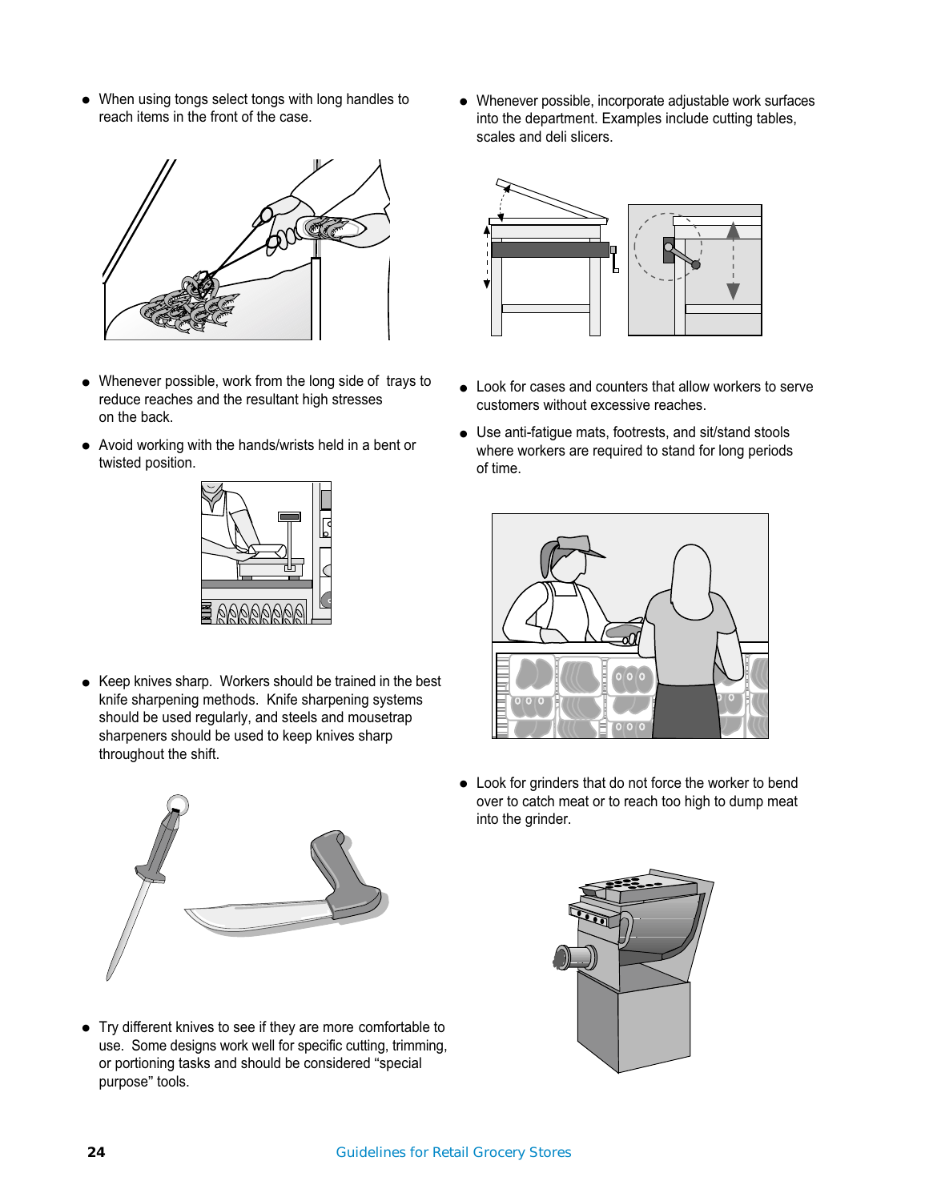- When using tongs select tongs with long handles to reach items in the front of the case.
- Whenever possible, work from the long side of trays to reduce reaches and the resultant high stresses on the back.
- Avoid working with the hands/wrists held in a bent or twisted position.
- Keep knives sharp. Workers should be trained in the best knife sharpening methods. Knife sharpening systems should be used regularly, and steels and mousetrap sharpeners should be used to keep knives sharp throughout the shift.
- Try different knives to see if they are more comfortable to use. Some designs work well for specific cutting, trimming, or portioning tasks and should be considered "special purpose" tools.
- Whenever possible, incorporate adjustable work surfaces into the department. Examples include cutting tables, scales and deli slicers.
- Look for cases and counters that allow workers to serve customers without excessive reaches.
- Use anti-fatigue mats, footrests, and sit/stand stools where workers are required to stand for long periods of time.
- Look for grinders that do not force the worker to bend over to catch meat or to reach too high to dump meat into the grinder.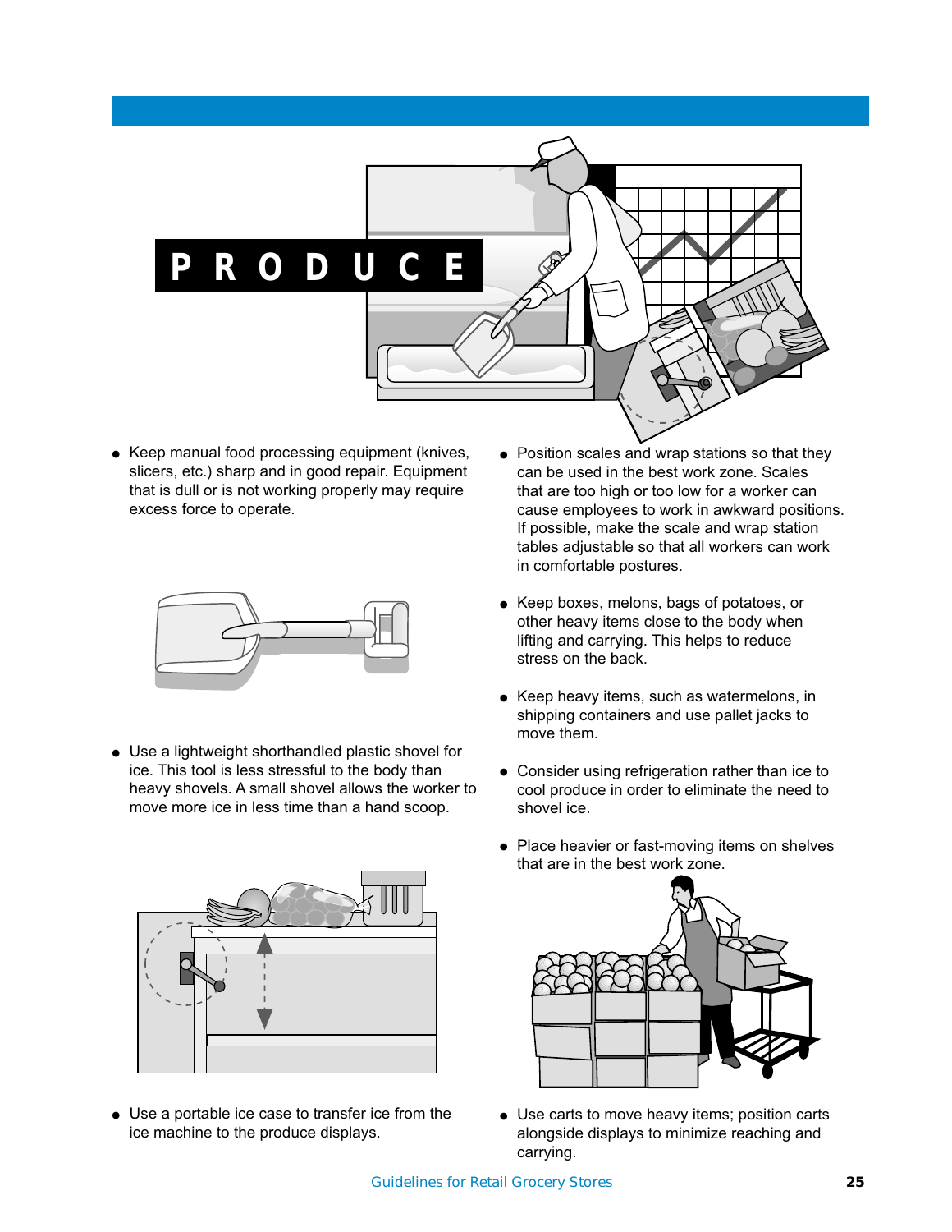# PRODUCE

- Keep manual food processing equipment (knives, slicers, etc.) sharp and in good repair. Equipment that is dull or is not working properly may require excess force to operate.

- Use a lightweight shorthandled plastic shovel for ice. This tool is less stressful to the body than heavy shovels. A small shovel allows the worker to move more ice in less time than a hand scoop.

- Use a portable ice case to transfer ice from the ice machine to the produce displays.

- Position scales and wrap stations so that they can be used in the best work zone. Scales that are too high or too low for a worker can cause employees to work in awkward positions. If possible, make the scale and wrap station tables adjustable so that all workers can work in comfortable postures.

- Keep boxes, melons, bags of potatoes, or other heavy items close to the body when lifting and carrying. This helps to reduce stress on the back.

- Keep heavy items, such as watermelons, in shipping containers and use pallet jacks to move them.

- Consider using refrigeration rather than ice to cool produce in order to eliminate the need to shovel ice.

- Place heavier or fast-moving items on shelves that are in the best work zone.

- Use carts to move heavy items; position carts alongside displays to minimize reaching and carrying.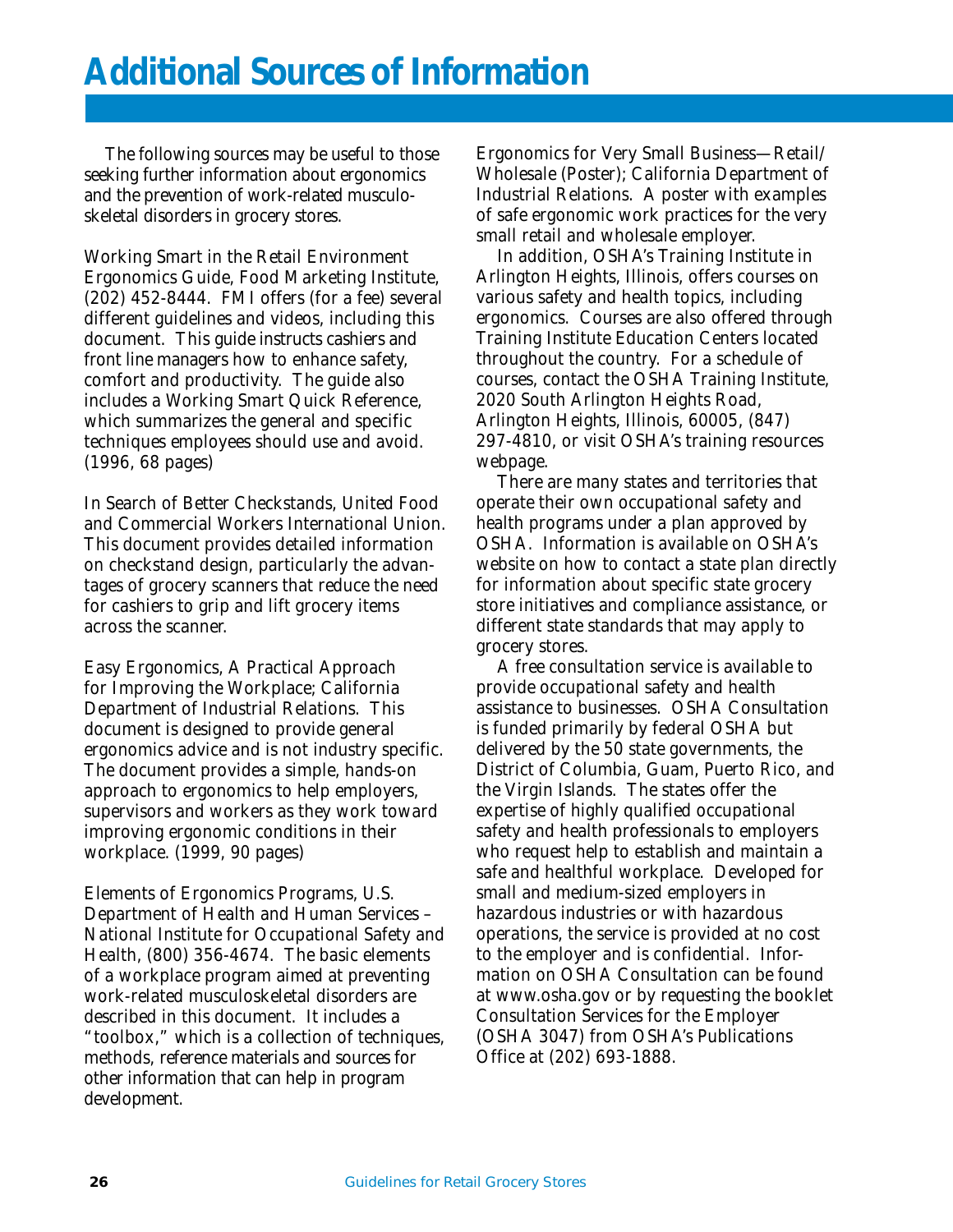# Additional Sources of Information

The following sources may be useful to those seeking further information about ergonomics and the prevention of work-related musculoskeletal disorders in grocery stores.

Working Smart in the Retail Environment Ergonomics Guide, Food Marketing Institute, (202) 452-8444. FMI offers (for a fee) several different guidelines and videos, including this document. This guide instructs cashiers and front line managers how to enhance safety, comfort and productivity. The guide also includes a Working Smart Quick Reference, which summarizes the general and specific techniques employees should use and avoid. (1996, 68 pages)

In Search of Better Checkstands, United Food and Commercial Workers International Union. This document provides detailed information on checkstand design, particularly the advantages of grocery scanners that reduce the need for cashiers to grip and lift grocery items across the scanner.

Easy Ergonomics, A Practical Approach for Improving the Workplace; California Department of Industrial Relations. This document is designed to provide general ergonomics advice and is not industry specific. The document provides a simple, hands-on approach to ergonomics to help employers, supervisors and workers as they work toward improving ergonomic conditions in their workplace. (1999, 90 pages)

Elements of Ergonomics Programs, U.S. Department of Health and Human Services – National Institute for Occupational Safety and Health, (800) 356-4674. The basic elements of a workplace program aimed at preventing work-related musculoskeletal disorders are described in this document. It includes a "toolbox," which is a collection of techniques, methods, reference materials and sources for other information that can help in program development.

Ergonomics for Very Small Business—Retail/Wholesale (Poster); California Department of Industrial Relations. A poster with examples of safe ergonomic work practices for the very small retail and wholesale employer.

In addition, OSHA's Training Institute in Arlington Heights, Illinois, offers courses on various safety and health topics, including ergonomics. Courses are also offered through Training Institute Education Centers located throughout the country. For a schedule of courses, contact the OSHA Training Institute, 2020 South Arlington Heights Road, Arlington Heights, Illinois, 60005, (847) 297-4810, or visit OSHA's training resources webpage.

There are many states and territories that operate their own occupational safety and health programs under a plan approved by OSHA. Information is available on OSHA's website on how to contact a state plan directly for information about specific state grocery store initiatives and compliance assistance, or different state standards that may apply to grocery stores.

A free consultation service is available to provide occupational safety and health assistance to businesses. OSHA Consultation is funded primarily by federal OSHA but delivered by the 50 state governments, the District of Columbia, Guam, Puerto Rico, and the Virgin Islands. The states offer the expertise of highly qualified occupational safety and health professionals to employers who request help to establish and maintain a safe and healthful workplace. Developed for small and medium-sized employers in hazardous industries or with hazardous operations, the service is provided at no cost to the employer and is confidential. Information on OSHA Consultation can be found at www.osha.gov or by requesting the booklet Consultation Services for the Employer (OSHA 3047) from OSHA's Publications Office at (202) 693-1888.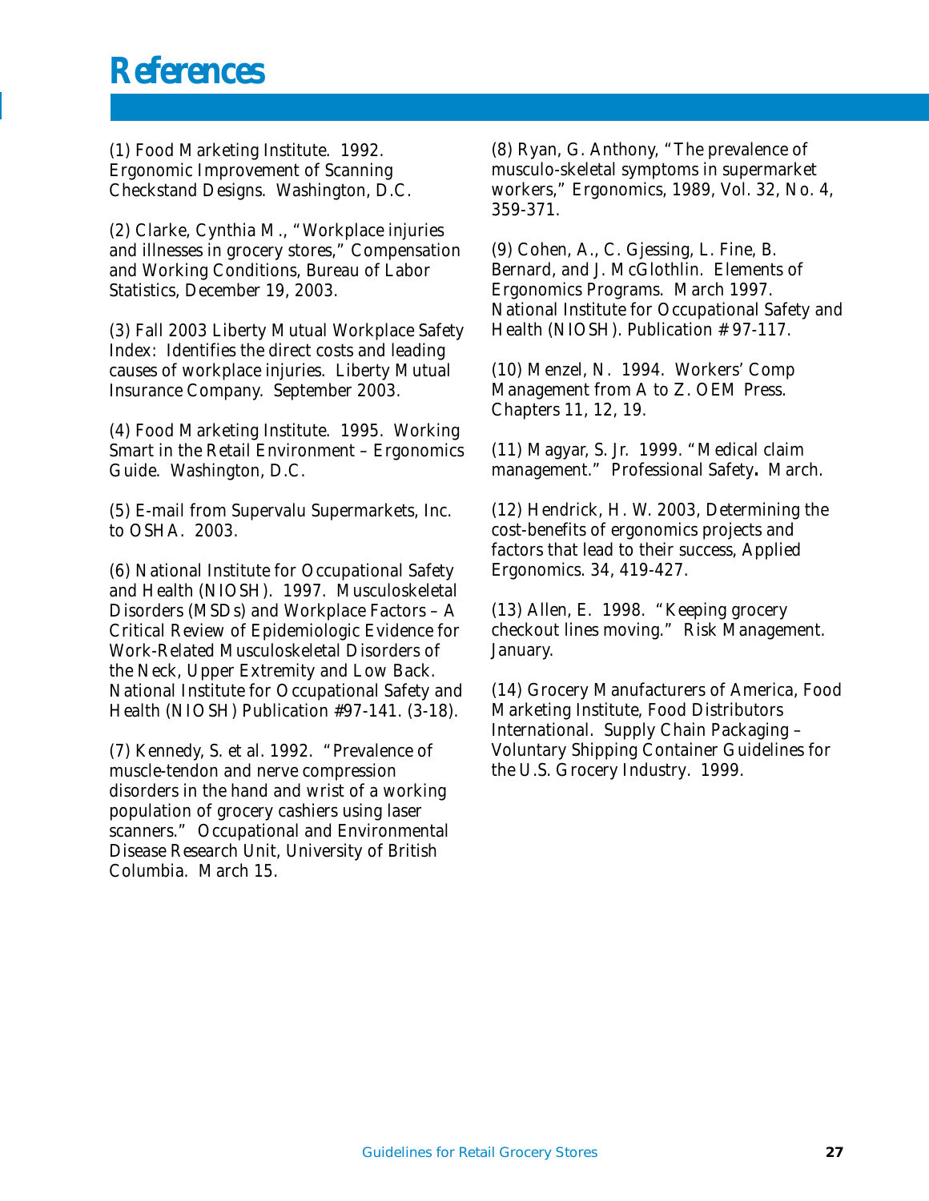# References

(1) Food Marketing Institute. 1992. Ergonomic Improvement of Scanning Checkstand Designs. Washington, D.C.

(2) Clarke, Cynthia M., "Workplace injuries and illnesses in grocery stores," Compensation and Working Conditions, Bureau of Labor Statistics, December 19, 2003.

(3) Fall 2003 Liberty Mutual Workplace Safety Index: Identifies the direct costs and leading causes of workplace injuries. Liberty Mutual Insurance Company. September 2003.

(4) Food Marketing Institute. 1995. Working Smart in the Retail Environment – Ergonomics Guide. Washington, D.C.

(5) E-mail from Supervalu Supermarkets, Inc. to OSHA. 2003.

(6) National Institute for Occupational Safety and Health (NIOSH). 1997. Musculoskeletal Disorders (MSDs) and Workplace Factors – A Critical Review of Epidemiologic Evidence for Work-Related Musculoskeletal Disorders of the Neck, Upper Extremity and Low Back. National Institute for Occupational Safety and Health (NIOSH) Publication #97-141. (3-18).

(7) Kennedy, S. et al. 1992. "Prevalence of muscle-tendon and nerve compression disorders in the hand and wrist of a working population of grocery cashiers using laser scanners." Occupational and Environmental Disease Research Unit, University of British Columbia. March 15.

(8) Ryan, G. Anthony, "The prevalence of musculo-skeletal symptoms in supermarket workers," Ergonomics, 1989, Vol. 32, No. 4, 359-371.

(9) Cohen, A., C. Gjessing, L. Fine, B. Bernard, and J. McGlothlin. Elements of Ergonomics Programs. March 1997. National Institute for Occupational Safety and Health (NIOSH). Publication # 97-117.

(10) Menzel, N. 1994. Workers' Comp Management from A to Z. OEM Press. Chapters 11, 12, 19.

(11) Magyar, S. Jr. 1999. "Medical claim management." Professional Safety**.** March.

(12) Hendrick, H. W. 2003, Determining the cost-benefits of ergonomics projects and factors that lead to their success, Applied Ergonomics. 34, 419-427.

(13) Allen, E. 1998. "Keeping grocery checkout lines moving." Risk Management. January.

(14) Grocery Manufacturers of America, Food Marketing Institute, Food Distributors International. Supply Chain Packaging – Voluntary Shipping Container Guidelines for the U.S. Grocery Industry. 1999.